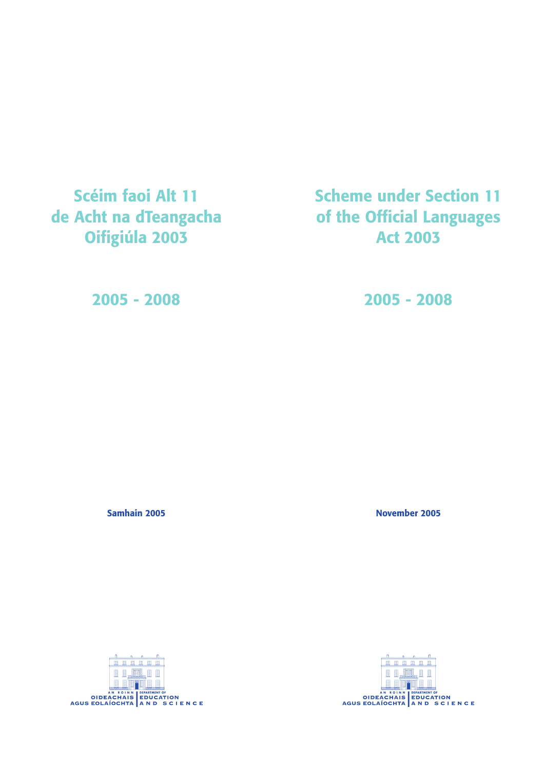# Scéim faoi Alt 11 de Acht na dTeangacha Oifigiúla 2003

## 2005 - 2008

**Samhain 2005**

AN ROINN OIDEACHAIS AGUS EOLAÍOCHTA

# Scheme under Section 11 of the Official Languages Act 2003

## 2005 - 2008

**November 2005**

DEPARTMENT OF EDUCATION AND SCIENCE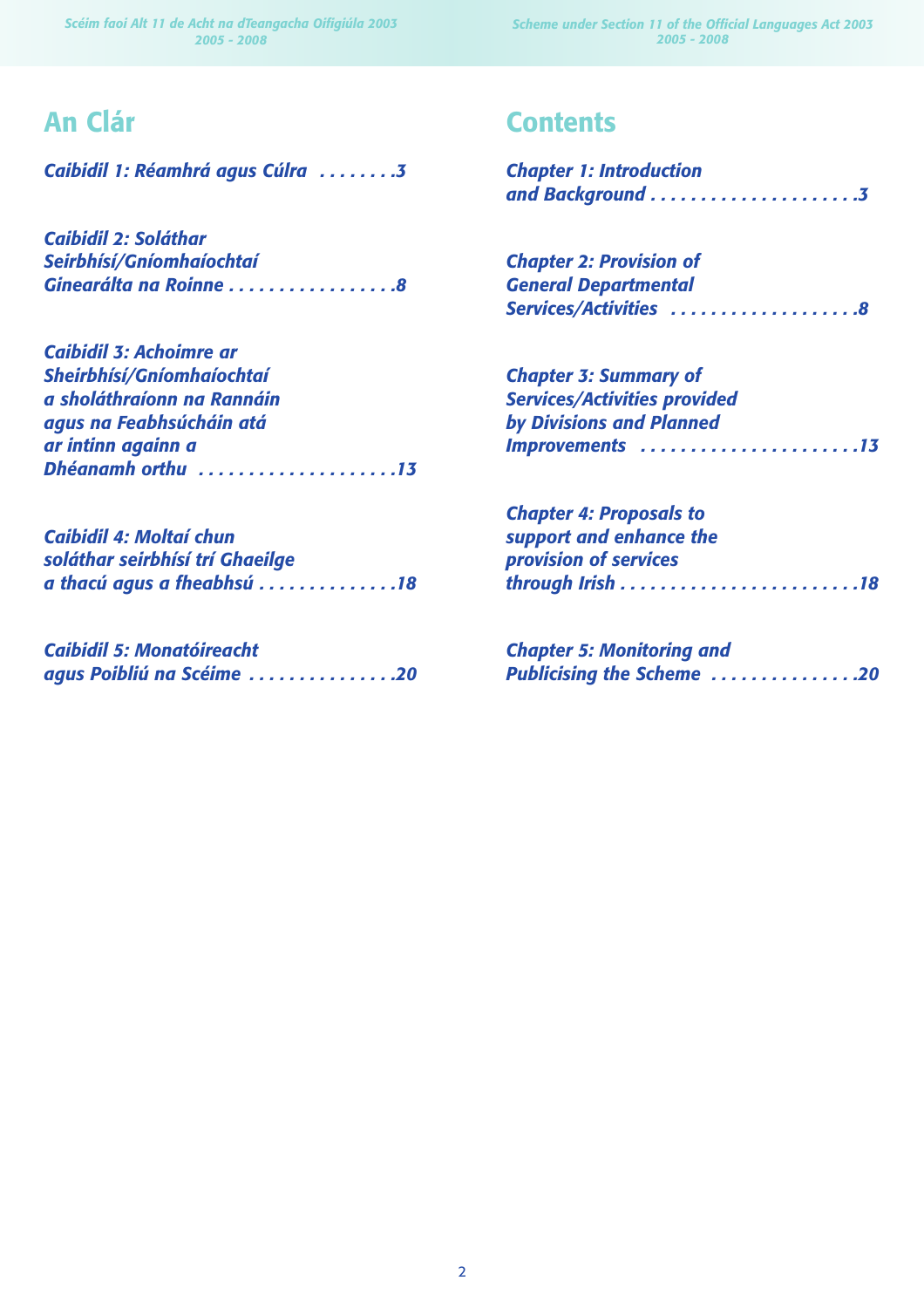## An Clár

*Caibidil 1: Réamhrá agus Cúlra ........3*

*Caibidil 2: Soláthar Seirbhísí/Gníomhaíochtaí Ginearálta na Roinne .................8*

*Caibidil 3: Achoimre ar Sheirbhísí/Gníomhaíochtaí a sholáthraíonn na Rannáin agus na Feabhsúcháin atá ar intinn againn a Dhéanamh orthu ....................13*

*Caibidil 4: Moltaí chun soláthar seirbhísí trí Ghaeilge a thacú agus a fheabhsú .............18*

*Caibidil 5: Monatóireacht agus Poibliú na Scéime ...............20*

## Contents

*Chapter 1: Introduction and Background ....................3*

*Chapter 2: Provision of General Departmental Services/Activities ...................8*

*Chapter 3: Summary of Services/Activities provided by Divisions and Planned Improvements ......................13*

*Chapter 4: Proposals to support and enhance the provision of services through Irish .......................18*

*Chapter 5: Monitoring and Publicising the Scheme ...............20*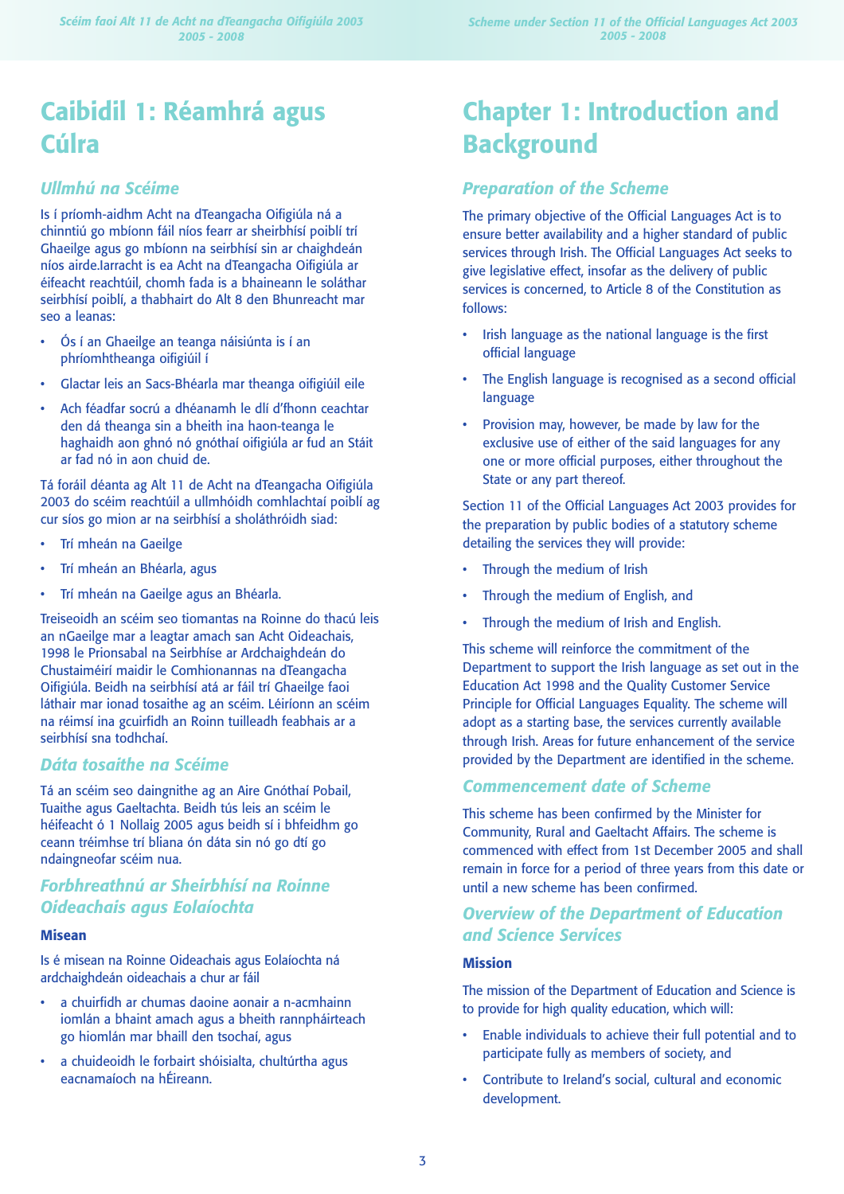# Caibidil 1: Réamhrá agus Cúlra

## Ullmhú na Scéime

Is í príomh-aidhm Acht na dTeangacha Oifigiúla ná a chinntiú go mbíonn fáil níos fearr ar sheirbhísí poiblí trí Ghaeilge agus go mbíonn na seirbhísí sin ar chaighdeán níos airde.Iarracht is ea Acht na dTeangacha Oifigiúla ar éifeacht reachtúil, chomh fada is a bhaineann le soláthar seirbhísí poiblí, a thabhairt do Alt 8 den Bhunreacht mar seo a leanas:

- Ós í an Ghaeilge an teanga náisiúnta is í an phríomhtheanga oifigiúil í
- Glactar leis an Sacs-Bhéarla mar theanga oifigiúil eile
- Ach féadfar socrú a dhéanamh le dlí d'fhonn ceachtar den dá theanga sin a bheith ina haon-teanga le haghaidh aon ghnó nó gnóthaí oifigiúla ar fud an Stáit ar fad nó in aon chuid de.

Tá foráil déanta ag Alt 11 de Acht na dTeangacha Oifigiúla 2003 do scéim reachtúil a ullmhóidh comhlachtaí poiblí ag cur síos go mion ar na seirbhísí a sholáthróidh siad:

- Trí mheán na Gaeilge
- Trí mheán an Bhéarla, agus
- Trí mheán na Gaeilge agus an Bhéarla.

Treiseoidh an scéim seo tiomantas na Roinne do thacú leis an nGaeilge mar a leagtar amach san Acht Oideachais, 1998 le Prionsabal na Seirbhíse ar Ardchaighdeán do Chustaiméirí maidir le Comhionannas na dTeangacha Oifigiúla. Beidh na seirbhísí atá ar fáil trí Ghaeilge faoi láthair mar ionad tosaithe ag an scéim. Léiríonn an scéim na réimsí ina gcuirfidh an Roinn tuilleadh feabhais ar a seirbhísí sna todhchaí.

## Dáta tosaithe na Scéime

Tá an scéim seo daingnithe ag an Aire Gnóthaí Pobail, Tuaithe agus Gaeltachta. Beidh tús leis an scéim le héifeacht ó 1 Nollaig 2005 agus beidh sí i bhfeidhm go ceann tréimhse trí bliana ón dáta sin nó go dtí go ndaingneofar scéim nua.

## Forbhreathnú ar Sheirbhísí na Roinne Oideachais agus Eolaíochta

### Misean

Is é misean na Roinne Oideachais agus Eolaíochta ná ardchaighdeán oideachais a chur ar fáil

- a chuirfidh ar chumas daoine aonair a n-acmhainn iomlán a bhaint amach agus a bheith rannpháirteach go hiomlán mar bhaill den tsochaí, agus
- a chuideoidh le forbairt shóisialta, chultúrtha agus eacnamaíoch na hÉireann.

# Chapter 1: Introduction and Background

## Preparation of the Scheme

The primary objective of the Official Languages Act is to ensure better availability and a higher standard of public services through Irish. The Official Languages Act seeks to give legislative effect, insofar as the delivery of public services is concerned, to Article 8 of the Constitution as follows:

- Irish language as the national language is the first official language
- The English language is recognised as a second official language
- Provision may, however, be made by law for the exclusive use of either of the said languages for any one or more official purposes, either throughout the State or any part thereof.

Section 11 of the Official Languages Act 2003 provides for the preparation by public bodies of a statutory scheme detailing the services they will provide:

- Through the medium of Irish
- Through the medium of English, and
- Through the medium of Irish and English.

This scheme will reinforce the commitment of the Department to support the Irish language as set out in the Education Act 1998 and the Quality Customer Service Principle for Official Languages Equality. The scheme will adopt as a starting base, the services currently available through Irish. Areas for future enhancement of the service provided by the Department are identified in the scheme.

## Commencement date of Scheme

This scheme has been confirmed by the Minister for Community, Rural and Gaeltacht Affairs. The scheme is commenced with effect from 1st December 2005 and shall remain in force for a period of three years from this date or until a new scheme has been confirmed.

## Overview of the Department of Education and Science Services

### Mission

The mission of the Department of Education and Science is to provide for high quality education, which will:

- Enable individuals to achieve their full potential and to participate fully as members of society, and
- Contribute to Ireland's social, cultural and economic development.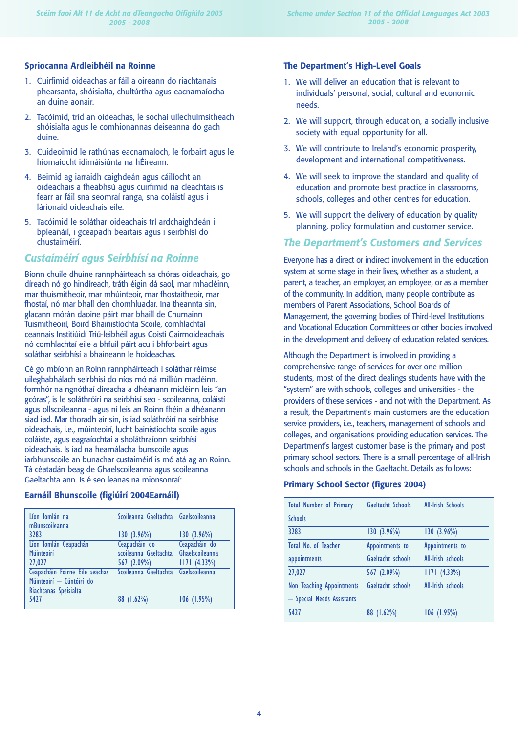### Spriocanna Ardleibhéil na Roinne

1. Cuirfimid oideachas ar fáil a oireann do riachtanais phearsanta, shóisialta, chultúrtha agus eacnamaíocha an duine aonair.
2. Tacóimid, tríd an oideachas, le sochaí uilechuimsitheach shóisialta agus le comhionannas deiseanna do gach duine.
3. Cuideoimid le rathúnas eacnamaíoch, le forbairt agus le hiomaíocht idirnáisiúnta na hÉireann.
4. Beimid ag iarraidh caighdeán agus cáilíocht an oideachais a fheabhsú agus cuirfimid na cleachtais is fearr ar fáil sna seomraí ranga, sna coláistí agus i lárionaid oideachais eile.
5. Tacóimid le soláthar oideachais trí ardchaighdeán i bpleanáil, i gceapadh beartais agus i seirbhísí do chustaiméirí.

## Custaiméirí agus Seirbhísí na Roinne

Bíonn chuile dhuine rannpháirteach sa chóras oideachais, go díreach nó go hindíreach, tráth éigin dá saol, mar mhacléinn, mar thuismitheoir, mar mhúinteoir, mar fhostaitheoir, mar fhostaí, nó mar bhall den chomhluadar. Ina theannta sin, glacann mórán daoine páirt mar bhaill de Chumainn Tuismitheoirí, Boird Bhainistíochta Scoile, comhlachtaí ceannais Institiúidí Tríú-leibhéil agus Coistí Gairmoideachais nó comhlachtaí eile a bhfuil páirt acu i bhforbairt agus soláthar seirbhísí a bhaineann le hoideachas.

Cé go mbíonn an Roinn rannpháirteach i soláthar réimse uileghabhálach seirbhísí do níos mó ná milliún macléinn, formhór na ngnóthaí díreacha a dhéanann micléinn leis "an gcóras", is le soláthróirí na seirbhísí seo - scoileanna, coláistí agus ollscoileanna - agus ní leis an Roinn fhéin a dhéanann siad iad. Mar thoradh air sin, is iad soláthróirí na seirbhíse oideachais, i.e., múinteoirí, lucht bainistíochta scoile agus coláiste, agus eagraíochtaí a sholáthraíonn seirbhísí oideachais. Is iad na hearnálacha bunscoile agus iarbhunscoile an bunachar custaiméirí is mó atá ag an Roinn. Tá céatadán beag de Ghaelscoileanna agus scoileanna Gaeltachta ann. Is é seo leanas na mionsonraí:

### Earnáil Bhunscoile (figiúirí 2004Earnáil)

| Líon Iomlán na mBunscoileanna | Scoileanna Gaeltachta | Gaelscoileanna |
|---|---|---|
| 3283 | 130 (3.96%) | 130 (3.96%) |
| Líon Iomlán Ceapachán Múinteoirí | Ceapacháin do scoileanna Gaeltachta | Ceapacháin do Ghaelscoileanna |
| 27,027 | 567 (2.09%) | 1171 (4.33%) |
| Ceapacháin Foirne Eile seachas Múinteoirí – Cúntóirí do Riachtanas Speisialta | Scoileanna Gaeltachta | Gaelscoileanna |
| 5427 | 88 (1.62%) | 106 (1.95%) |

### The Department's High-Level Goals

1. We will deliver an education that is relevant to individuals' personal, social, cultural and economic needs.
2. We will support, through education, a socially inclusive society with equal opportunity for all.
3. We will contribute to Ireland's economic prosperity, development and international competitiveness.
4. We will seek to improve the standard and quality of education and promote best practice in classrooms, schools, colleges and other centres for education.
5. We will support the delivery of education by quality planning, policy formulation and customer service.

## The Department's Customers and Services

Everyone has a direct or indirect involvement in the education system at some stage in their lives, whether as a student, a parent, a teacher, an employer, an employee, or as a member of the community. In addition, many people contribute as members of Parent Associations, School Boards of Management, the governing bodies of Third-level Institutions and Vocational Education Committees or other bodies involved in the development and delivery of education related services.

Although the Department is involved in providing a comprehensive range of services for over one million students, most of the direct dealings students have with the "system" are with schools, colleges and universities - the providers of these services - and not with the Department. As a result, the Department's main customers are the education service providers, i.e., teachers, management of schools and colleges, and organisations providing education services. The Department's largest customer base is the primary and post primary school sectors. There is a small percentage of all-Irish schools and schools in the Gaeltacht. Details as follows:

### Primary School Sector (figures 2004)

| Total Number of Primary Schools | Gaeltacht Schools | All-Irish Schools |
|---|---|---|
| 3283 | 130 (3.96%) | 130 (3.96%) |
| Total No. of Teacher appointments | Appointments to Gaeltacht schools | Appointments to All-Irish schools |
| 27,027 | 567 (2.09%) | 1171 (4.33%) |
| Non Teaching Appointments – Special Needs Assistants | Gaeltacht schools | All-Irish schools |
| 5427 | 88 (1.62%) | 106 (1.95%) |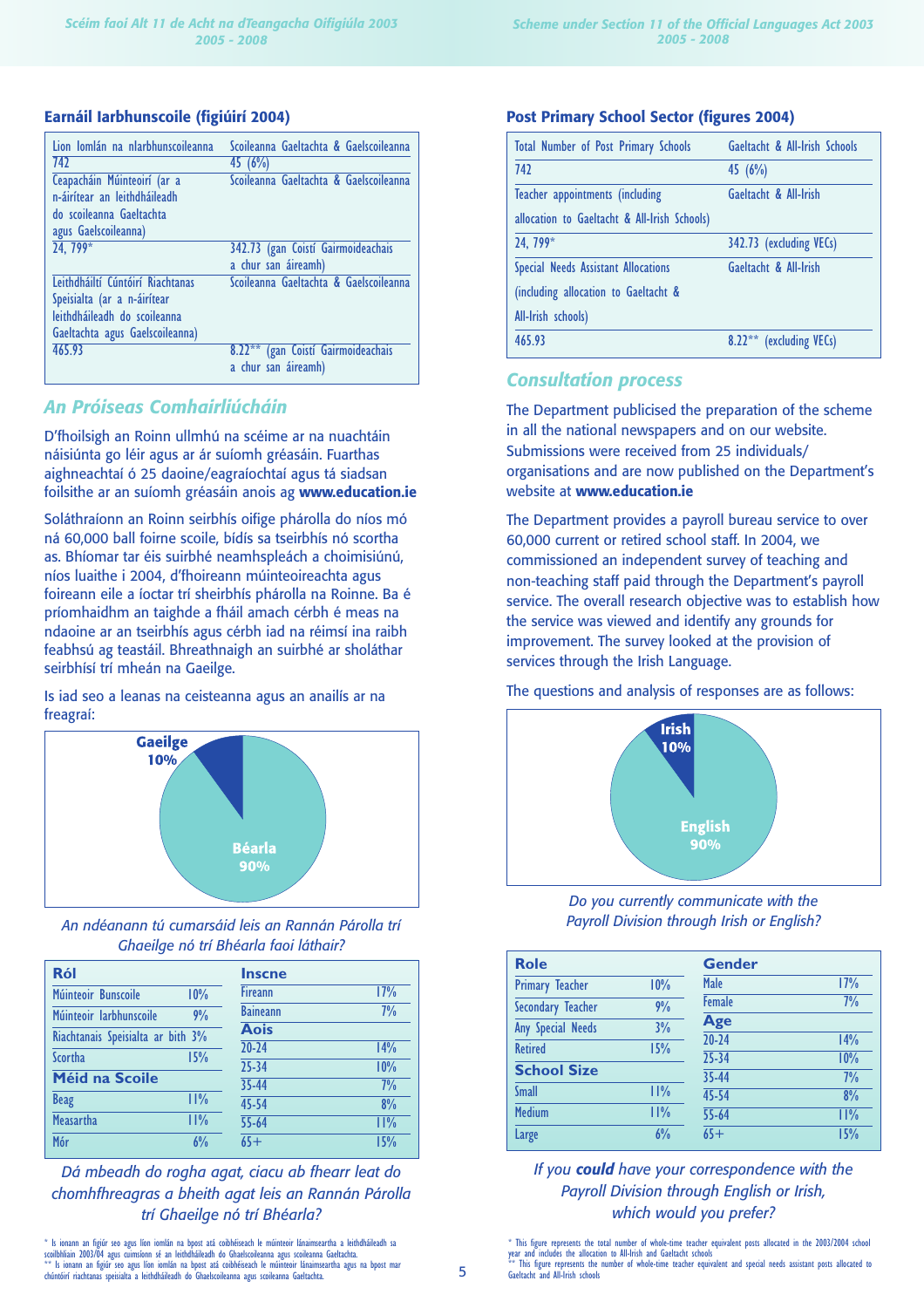### Earnáil Iarbhunscoile (figiúirí 2004)

| Líon Iomlán na nIarbhunscoileanna | Scoileanna Gaeltachta & Gaelscoileanna |
|---|---|
| 742 | 45 (6%) |
| Ceapacháin Múinteoirí (ar a n-áirítear an leithdháileadh do scoileanna Gaeltachta agus Gaelscoileanna) | Scoileanna Gaeltachta & Gaelscoileanna |
| 24, 799* | 342.73 (gan Coistí Gairmoideachais a chur san áireamh) |
| Leithdháiltí Cúntóirí Riachtanas Speisialta (ar a n-áirítear leithdháileadh do scoileanna Gaeltachta agus Gaelscoileanna) | Scoileanna Gaeltachta & Gaelscoileanna |
| 465.93 | 8.22** (gan Coistí Gairmoideachais a chur san áireamh) |

## An Próiseas Comhairliúcháin

D'fhoilsigh an Roinn ullmhú na scéime ar na nuachtáin náisiúnta go léir agus ar ár suíomh gréasáin. Fuarthas aighneachtaí ó 25 daoine/eagraíochtaí agus tá siadsan foilsithe ar an suíomh gréasáin anois ag **www.education.ie**

Soláthraíonn an Roinn seirbhís oifige phárolla do níos mó ná 60,000 ball foirne scoile, bídís sa tseirbhís nó scortha as. Bhíomar tar éis suirbhé neamhspleách a choimisiúnú, níos luaithe i 2004, d'fhoireann múinteoireachta agus foireann eile a íoctar trí sheirbhís phárolla na Roinne. Ba é príomhaidhm an taighde a fháil amach cérbh é meas na ndaoine ar an tseirbhís agus cérbh iad na réimsí ina raibh feabhsú ag teastáil. Bhreathnaigh an suirbhé ar sholáthar seirbhísí trí mheán na Gaeilge.

Is iad seo a leanas na ceisteanna agus an anailís ar na freagraí:

Gaeilge 10%
Béarla 90%

*An ndéanann tú cumarsáid leis an Rannán Párolla trí Ghaeilge nó trí Bhéarla faoi láthair?*

| Ról | | Inscne | |
|---|---|---|---|
| Múinteoir Bunscoile | 10% | Fireann | 17% |
| Múinteoir Iarbhunscoile | 9% | Baineann | 7% |
| Riachtanais Speisialta ar bith | 3% | **Aois** | |
| Scortha | 15% | 20-24 | 14% |
| **Méid na Scoile** | | 25-34 | 10% |
| Beag | 11% | 35-44 | 7% |
| Measartha | 11% | 45-54 | 8% |
| Mór | 6% | 55-64 | 11% |
| | | 65+ | 15% |

*Dá mbeadh do rogha agat, ciacu ab fhearr leat do chomhfhreagras a bheith agat leis an Rannán Párolla trí Ghaeilge nó trí Bhéarla?*

\* Is ionann an figiúr seo agus líon iomlán na bpost atá coibhéiseach le múinteoir lánaimseartha a leithdháileadh sa scoilbhliain 2003/04 agus cuimsíonn sé an leithdháileadh do Ghaelscoileanna agus scoileanna Gaeltachta.
\*\* Is ionann an figiúr seo agus líon iomlán na bpost atá coibhéiseach le múinteoir lánaimseartha agus na bpost mar chúntóirí riachtanas speisialta a leithdháileadh do Ghaelscoileanna agus scoileanna Gaeltachta.

### Post Primary School Sector (figures 2004)

| Total Number of Post Primary Schools | Gaeltacht & All-Irish Schools |
|---|---|
| 742 | 45 (6%) |
| Teacher appointments (including allocation to Gaeltacht & All-Irish Schools) | Gaeltacht & All-Irish |
| 24, 799* | 342.73 (excluding VECs) |
| Special Needs Assistant Allocations (including allocation to Gaeltacht & All-Irish schools) | Gaeltacht & All-Irish |
| 465.93 | 8.22** (excluding VECs) |

## Consultation process

The Department publicised the preparation of the scheme in all the national newspapers and on our website. Submissions were received from 25 individuals/ organisations and are now published on the Department's website at **www.education.ie**

The Department provides a payroll bureau service to over 60,000 current or retired school staff. In 2004, we commissioned an independent survey of teaching and non-teaching staff paid through the Department's payroll service. The overall research objective was to establish how the service was viewed and identify any grounds for improvement. The survey looked at the provision of services through the Irish Language.

The questions and analysis of responses are as follows:

Irish 10%
English 90%

*Do you currently communicate with the Payroll Division through Irish or English?*

| Role | | Gender | |
|---|---|---|---|
| Primary Teacher | 10% | Male | 17% |
| Secondary Teacher | 9% | Female | 7% |
| Any Special Needs | 3% | **Age** | |
| Retired | 15% | 20-24 | 14% |
| **School Size** | | 25-34 | 10% |
| Small | 11% | 35-44 | 7% |
| Medium | 11% | 45-54 | 8% |
| Large | 6% | 55-64 | 11% |
| | | 65+ | 15% |

*If you **could** have your correspondence with the Payroll Division through English or Irish, which would you prefer?*

\* This figure represents the total number of whole-time teacher equivalent posts allocated in the 2003/2004 school year and includes the allocation to All-Irish and Gaeltacht schools
\*\* This figure represents the number of whole-time teacher equivalent and special needs assistant posts allocated to Gaeltacht and All-Irish schools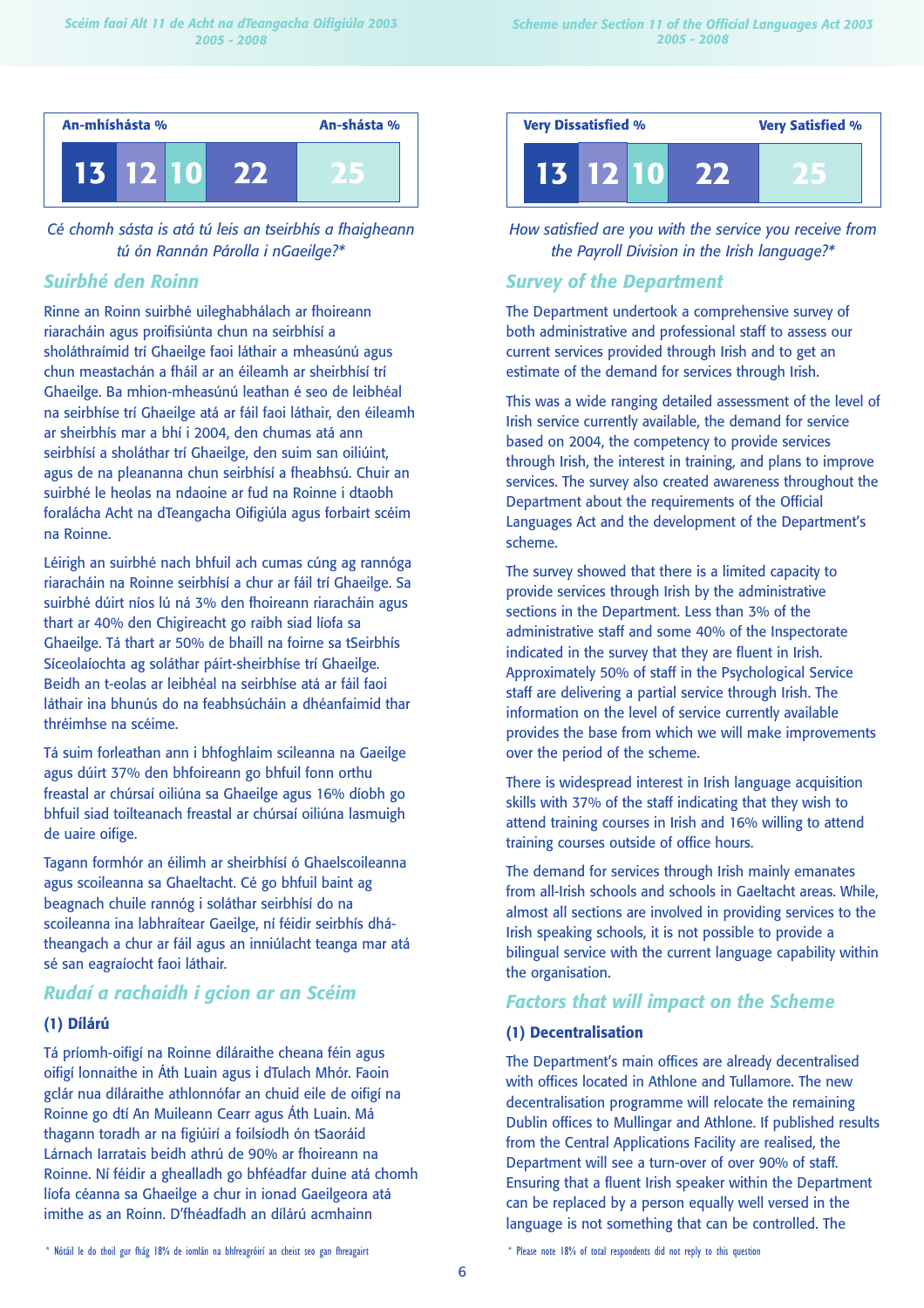| An-mhíshásta % | | | | An-shásta % |
|---|---|---|---|---|
| 13 | 12 | 10 | 22 | 25 |

*Cé chomh sásta is atá tú leis an tseirbhís a fhaigheann tú ón Rannán Párolla i nGaeilge?**

## Suirbhé den Roinn

Rinne an Roinn suirbhé uileghabhálach ar fhoireann riaracháin agus proifisiúnta chun na seirbhísí a sholáthraímid trí Ghaeilge faoi láthair a mheasúnú agus chun meastachán a fháil ar an éileamh ar sheirbhísí trí Ghaeilge. Ba mhion-mheasúnú leathan é seo de leibhéal na seirbhíse trí Ghaeilge atá ar fáil faoi láthair, den éileamh ar sheirbhís mar a bhí i 2004, den chumas atá ann seirbhísí a sholáthar trí Ghaeilge, den suim san oiliúint, agus de na pleananna chun seirbhísí a fheabhsú. Chuir an suirbhé le heolas na ndaoine ar fud na Roinne i dtaobh forálacha Acht na dTeangacha Oifigiúla agus forbairt scéim na Roinne.

Léirigh an suirbhé nach bhfuil ach cumas cúng ag rannóga riaracháin na Roinne seirbhísí a chur ar fáil trí Ghaeilge. Sa suirbhé dúirt níos lú ná 3% den fhoireann riaracháin agus thart ar 40% den Chigireacht go raibh siad líofa sa Ghaeilge. Tá thart ar 50% de bhaill na foirne sa tSeirbhís Síceolaíochta ag soláthar páirt-sheirbhíse trí Ghaeilge. Beidh an t-eolas ar leibhéal na seirbhíse atá ar fáil faoi láthair ina bhunús do na feabhsúcháin a dhéanfaimid thar thréimhse na scéime.

Tá suim forleathan ann i bhfoghlaim scileanna na Gaeilge agus dúirt 37% den bhfoireann go bhfuil fonn orthu freastal ar chúrsaí oiliúna sa Ghaeilge agus 16% díobh go bhfuil siad toilteanach freastal ar chúrsaí oiliúna lasmuigh de uaire oifige.

Tagann formhór an éilimh ar sheirbhísí ó Ghaelscoileanna agus scoileanna sa Ghaeltacht. Cé go bhfuil baint ag beagnach chuile rannóg i soláthar seirbhísí do na scoileanna ina labhraítear Gaeilge, ní féidir seirbhís dhátheangach a chur ar fáil agus an inniúlacht teanga mar atá sé san eagraíocht faoi láthair.

## Rudaí a rachaidh i gcion ar an Scéim

### (1) Dílárú

Tá príomh-oifigí na Roinne díláraithe cheana féin agus oifigí lonnaithe in Áth Luain agus i dTulach Mhór. Faoin gclár nua díláraithe athlonnófar an chuid eile de oifigí na Roinne go dtí An Muileann Cearr agus Áth Luain. Má thagann toradh ar na figiúirí a foilsíodh ón tSaoráid Lárnach Iarratais beidh athrú de 90% ar fhoireann na Roinne. Ní féidir a ghealladh go bhféadfar duine atá chomh líofa céanna sa Ghaeilge a chur in ionad Gaeilgeora atá imithe as an Roinn. D'fhéadfadh an díláru acmhainn

\* Nótáil le do thoil gur fhág 18% de iomlán na bhfreagróirí an cheist seo gan fhreagairt

| Very Dissatisfied % | | | | Very Satisfied % |
|---|---|---|---|---|
| 13 | 12 | 10 | 22 | 25 |

*How satisfied are you with the service you receive from the Payroll Division in the Irish language?**

## Survey of the Department

The Department undertook a comprehensive survey of both administrative and professional staff to assess our current services provided through Irish and to get an estimate of the demand for services through Irish.

This was a wide ranging detailed assessment of the level of Irish service currently available, the demand for service based on 2004, the competency to provide services through Irish, the interest in training, and plans to improve services. The survey also created awareness throughout the Department about the requirements of the Official Languages Act and the development of the Department's scheme.

The survey showed that there is a limited capacity to provide services through Irish by the administrative sections in the Department. Less than 3% of the administrative staff and some 40% of the Inspectorate indicated in the survey that they are fluent in Irish. Approximately 50% of staff in the Psychological Service staff are delivering a partial service through Irish. The information on the level of service currently available provides the base from which we will make improvements over the period of the scheme.

There is widespread interest in Irish language acquisition skills with 37% of the staff indicating that they wish to attend training courses in Irish and 16% willing to attend training courses outside of office hours.

The demand for services through Irish mainly emanates from all-Irish schools and schools in Gaeltacht areas. While, almost all sections are involved in providing services to the Irish speaking schools, it is not possible to provide a bilingual service with the current language capability within the organisation.

## Factors that will impact on the Scheme

### (1) Decentralisation

The Department's main offices are already decentralised with offices located in Athlone and Tullamore. The new decentralisation programme will relocate the remaining Dublin offices to Mullingar and Athlone. If published results from the Central Applications Facility are realised, the Department will see a turn-over of over 90% of staff. Ensuring that a fluent Irish speaker within the Department can be replaced by a person equally well versed in the language is not something that can be controlled. The

\* Please note 18% of total respondents did not reply to this question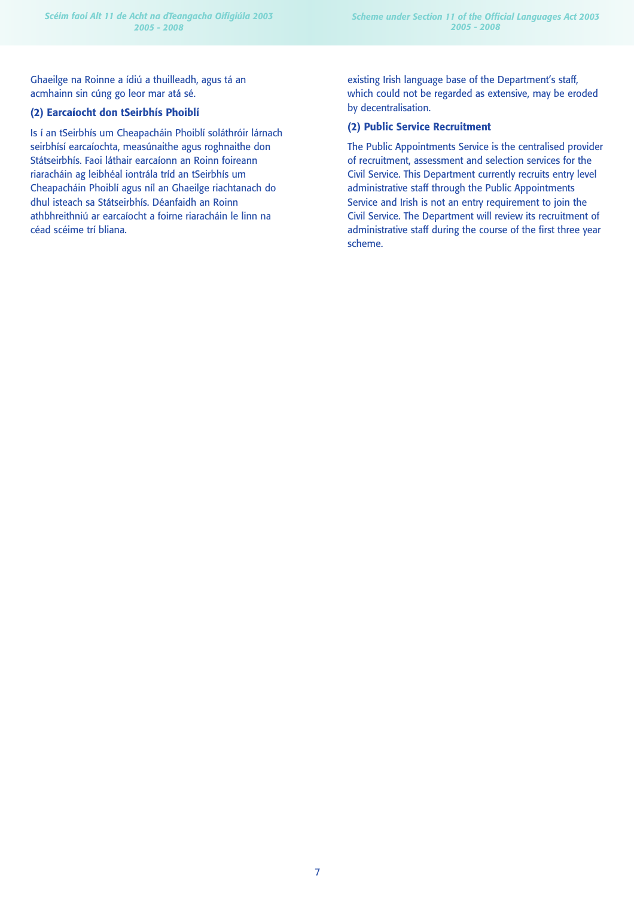Ghaeilge na Roinne a ídiú a thuilleadh, agus tá an acmhainn sin cúng go leor mar atá sé.

### (2) Earcaíocht don tSeirbhís Phoiblí

Is í an tSeirbhís um Cheapacháin Phoiblí soláthróir lárnach seirbhísí earcaíochta, measúnaithe agus roghnaithe don Státseirbhís. Faoi láthair earcaíonn an Roinn foireann riaracháin ag leibhéal iontrála tríd an tSeirbhís um Cheapacháin Phoiblí agus níl an Ghaeilge riachtanach do dhul isteach sa Státseirbhís. Déanfaidh an Roinn athbhreithniú ar earcaíocht a foirne riaracháin le linn na céad scéime trí bliana.

existing Irish language base of the Department's staff, which could not be regarded as extensive, may be eroded by decentralisation.

### (2) Public Service Recruitment

The Public Appointments Service is the centralised provider of recruitment, assessment and selection services for the Civil Service. This Department currently recruits entry level administrative staff through the Public Appointments Service and Irish is not an entry requirement to join the Civil Service. The Department will review its recruitment of administrative staff during the course of the first three year scheme.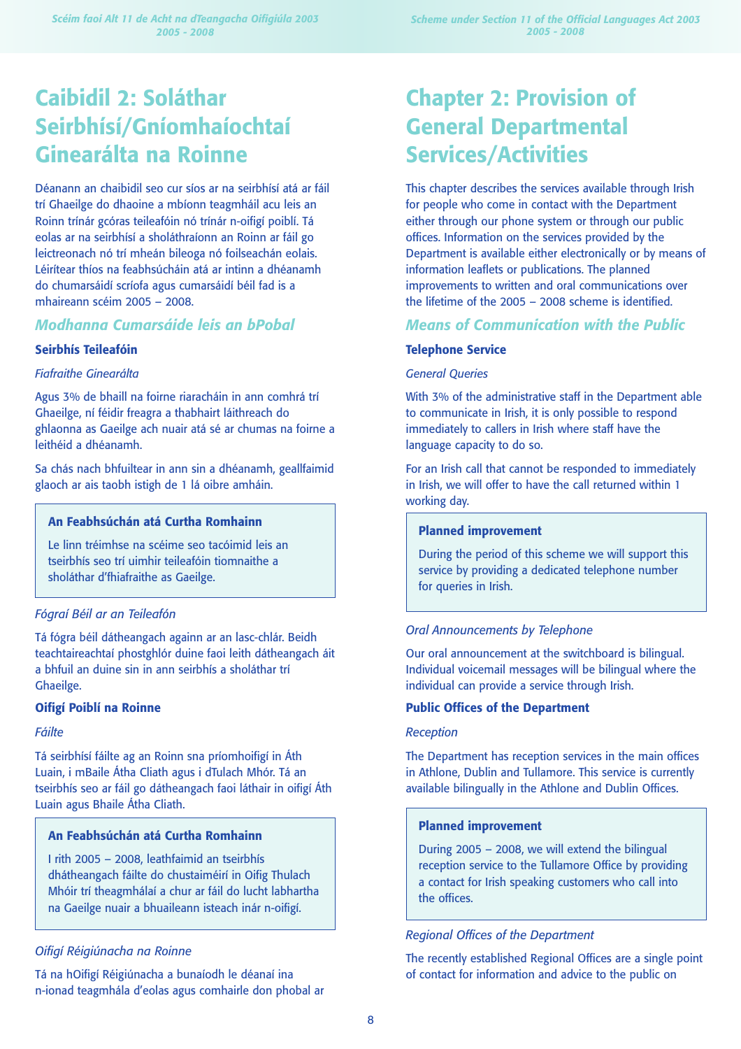# Caibidil 2: Soláthar Seirbhísí/Gníomhaíochtaí Ginearálta na Roinne

Déanann an chaibidil seo cur síos ar na seirbhísí atá ar fáil trí Ghaeilge do dhaoine a mbíonn teagmháil acu leis an Roinn trínár gcóras teileafóin nó trínár n-oifigí poiblí. Tá eolas ar na seirbhísí a sholáthraíonn an Roinn ar fáil go leictreonach nó trí mheán bileoga nó foilseachán eolais. Léirítear thíos na feabhsúcháin atá ar intinn a dhéanamh do chumarsáidí scríofa agus cumarsáidí béil fad is a mhaireann scéim 2005 – 2008.

## Modhanna Cumarsáide leis an bPobal

### Seirbhís Teileafóin

*Fiafraithe Ginearálta*

Agus 3% de bhaill na foirne riaracháin in ann comhrá trí Ghaeilge, ní féidir freagra a thabhairt láithreach do ghlaonna as Gaeilge ach nuair atá sé ar chumas na foirne a leithéid a dhéanamh.

Sa chás nach bhfuiltear in ann sin a dhéanamh, geallfaimid glaoch ar ais taobh istigh de 1 lá oibre amháin.

> **An Feabhsúchán atá Curtha Romhainn**
>
> Le linn tréimhse na scéime seo tacóimid leis an tseirbhís seo trí uimhir teileafóin tiomnaithe a sholáthar d'fhiafraithe as Gaeilge.

*Fógraí Béil ar an Teileafón*

Tá fógra béil dátheangach againn ar an lasc-chlár. Beidh teachtaireachtaí phostghlór duine faoi leith dátheangach áit a bhfuil an duine sin in ann seirbhís a sholáthar trí Ghaeilge.

### Oifigí Poiblí na Roinne

*Fáilte*

Tá seirbhísí fáilte ag an Roinn sna príomhoifigí in Áth Luain, i mBaile Átha Cliath agus i dTulach Mhór. Tá an tseirbhís seo ar fáil go dátheangach faoi láthair in oifigí Áth Luain agus Bhaile Átha Cliath.

> **An Feabhsúchán atá Curtha Romhainn**
>
> I rith 2005 – 2008, leathfaimid an tseirbhís dhátheangach fáilte do chustaiméirí in Oifig Thulach Mhóir trí theagmhálaí a chur ar fáil do lucht labhartha na Gaeilge nuair a bhuaileann isteach inár n-oifigí.

*Oifigí Réigiúnacha na Roinne*

Tá na hOifigí Réigiúnacha a bunaíodh le déanaí ina n-ionad teagmhála d'eolas agus comhairle don phobal ar

# Chapter 2: Provision of General Departmental Services/Activities

This chapter describes the services available through Irish for people who come in contact with the Department either through our phone system or through our public offices. Information on the services provided by the Department is available either electronically or by means of information leaflets or publications. The planned improvements to written and oral communications over the lifetime of the 2005 – 2008 scheme is identified.

## Means of Communication with the Public

### Telephone Service

*General Queries*

With 3% of the administrative staff in the Department able to communicate in Irish, it is only possible to respond immediately to callers in Irish where staff have the language capacity to do so.

For an Irish call that cannot be responded to immediately in Irish, we will offer to have the call returned within 1 working day.

> **Planned improvement**
>
> During the period of this scheme we will support this service by providing a dedicated telephone number for queries in Irish.

*Oral Announcements by Telephone*

Our oral announcement at the switchboard is bilingual. Individual voicemail messages will be bilingual where the individual can provide a service through Irish.

### Public Offices of the Department

*Reception*

The Department has reception services in the main offices in Athlone, Dublin and Tullamore. This service is currently available bilingually in the Athlone and Dublin Offices.

> **Planned improvement**
>
> During 2005 – 2008, we will extend the bilingual reception service to the Tullamore Office by providing a contact for Irish speaking customers who call into the offices.

*Regional Offices of the Department*

The recently established Regional Offices are a single point of contact for information and advice to the public on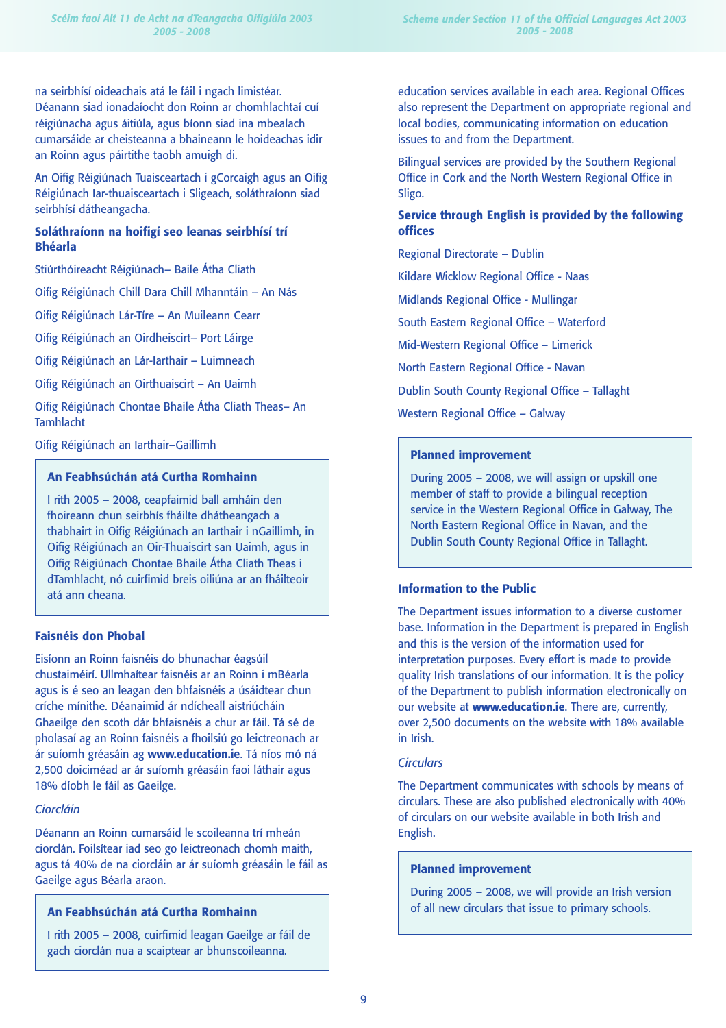na seirbhísí oideachais atá le fáil i ngach limistéar. Déanann siad ionadaíocht don Roinn ar chomhlachtaí cuí réigiúnacha agus áitiúla, agus bíonn siad ina mbealach cumarsáide ar cheisteanna a bhaineann le hoideachas idir an Roinn agus páirtithe taobh amuigh di.

An Oifig Réigiúnach Tuaisceartach i gCorcaigh agus an Oifig Réigiúnach Iar-thuaisceartach i Sligeach, soláthraíonn siad seirbhísí dátheangacha.

### Soláthraíonn na hoifigí seo leanas seirbhísí trí Bhéarla

Stiúrthóireacht Réigiúnach– Baile Átha Cliath

Oifig Réigiúnach Chill Dara Chill Mhanntáin – An Nás

Oifig Réigiúnach Lár-Tíre – An Muileann Cearr

Oifig Réigiúnach an Oirdheiscirt– Port Láirge

Oifig Réigiúnach an Lár-Iarthair – Luimneach

Oifig Réigiúnach an Oirthuaiscirt – An Uaimh

Oifig Réigiúnach Chontae Bhaile Átha Cliath Theas– An Tamhlacht

Oifig Réigiúnach an Iarthair–Gaillimh

> **An Feabhsúchán atá Curtha Romhainn**
>
> I rith 2005 – 2008, ceapfaimid ball amháin den fhoireann chun seirbhís fháilte dhátheangach a thabhairt in Oifig Réigiúnach an Iarthair i nGaillimh, in Oifig Réigiúnach an Oir-Thuaiscirt san Uaimh, agus in Oifig Réigiúnach Chontae Bhaile Átha Cliath Theas i dTamhlacht, nó cuirfimid breis oiliúna ar an fháilteoir atá ann cheana.

### Faisnéis don Phobal

Eisíonn an Roinn faisnéis do bhunachar éagsúil chustaiméirí. Ullmhaítear faisnéis ar an Roinn i mBéarla agus is é seo an leagan den bhfaisnéis a úsáidtear chun críche mínithe. Déanaimid ár ndícheall aistriúcháin Ghaeilge den scoth dár bhfaisnéis a chur ar fáil. Tá sé de pholasaí ag an Roinn faisnéis a fhoilsiú go leictreonach ar ár suíomh gréasáin ag **www.education.ie**. Tá níos mó ná 2,500 doiciméad ar ár suíomh gréasáin faoi láthair agus 18% díobh le fáil as Gaeilge.

*Ciorcláin*

Déanann an Roinn cumarsáid le scoileanna trí mheán ciorclán. Foilsítear iad seo go leictreonach chomh maith, agus tá 40% de na ciorcláin ar ár suíomh gréasáin le fáil as Gaeilge agus Béarla araon.

> **An Feabhsúchán atá Curtha Romhainn**
>
> I rith 2005 – 2008, cuirfimid leagan Gaeilge ar fáil de gach ciorclán nua a scaiptear ar bhunscoileanna.

education services available in each area. Regional Offices also represent the Department on appropriate regional and local bodies, communicating information on education issues to and from the Department.

Bilingual services are provided by the Southern Regional Office in Cork and the North Western Regional Office in Sligo.

### Service through English is provided by the following offices

Regional Directorate – Dublin

Kildare Wicklow Regional Office - Naas

Midlands Regional Office - Mullingar

South Eastern Regional Office – Waterford

Mid-Western Regional Office – Limerick

North Eastern Regional Office - Navan

Dublin South County Regional Office – Tallaght

Western Regional Office – Galway

> **Planned improvement**
>
> During 2005 – 2008, we will assign or upskill one member of staff to provide a bilingual reception service in the Western Regional Office in Galway, The North Eastern Regional Office in Navan, and the Dublin South County Regional Office in Tallaght.

### Information to the Public

The Department issues information to a diverse customer base. Information in the Department is prepared in English and this is the version of the information used for interpretation purposes. Every effort is made to provide quality Irish translations of our information. It is the policy of the Department to publish information electronically on our website at **www.education.ie**. There are, currently, over 2,500 documents on the website with 18% available in Irish.

*Circulars*

The Department communicates with schools by means of circulars. These are also published electronically with 40% of circulars on our website available in both Irish and English.

> **Planned improvement**
>
> During 2005 – 2008, we will provide an Irish version of all new circulars that issue to primary schools.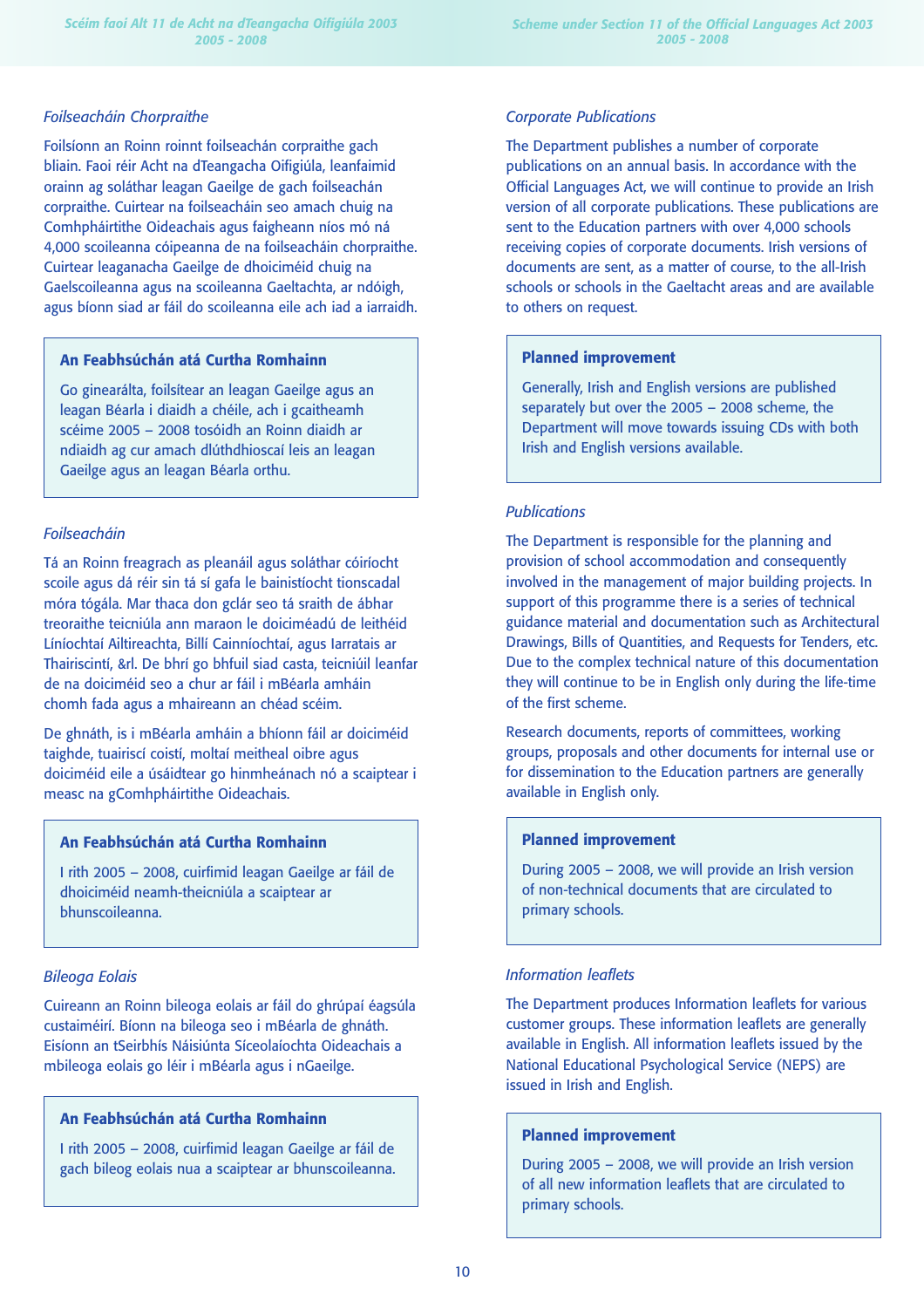*Foilseacháin Chorpraithe*

Foilsíonn an Roinn roinnt foilseachán corpraithe gach bliain. Faoi réir Acht na dTeangacha Oifigiúla, leanfaimid orainn ag soláthar leagan Gaeilge de gach foilseachán corpraithe. Cuirtear na foilseacháin seo amach chuig na Comhpháirtithe Oideachais agus faigheann níos mó ná 4,000 scoileanna cóipeanna de na foilseacháin chorpraithe. Cuirtear leaganacha Gaeilge de dhoiciméid chuig na Gaelscoileanna agus na scoileanna Gaeltachta, ar ndóigh, agus bíonn siad ar fáil do scoileanna eile ach iad a iarraidh.

**An Feabhsúchán atá Curtha Romhainn**

Go ginearálta, foilsítear an leagan Gaeilge agus an leagan Béarla i diaidh a chéile, ach i gcaitheamh scéime 2005 – 2008 tosóidh an Roinn diaidh ar ndiaidh ag cur amach dlúthdhioscaí leis an leagan Gaeilge agus an leagan Béarla orthu.

*Foilseacháin*

Tá an Roinn freagrach as pleanáil agus soláthar cóiríocht scoile agus dá réir sin tá sí gafa le bainistíocht tionscadal móra tógála. Mar thaca don gclár seo tá sraith de ábhar treoraithe teicniúla ann maraon le doiciméadú de leithéid Líníochtaí Ailtireachta, Billí Cainníochtaí, agus Iarratais ar Thairiscintí, &rl. De bhrí go bhfuil siad casta, teicniúil leanfar de na doiciméid seo a chur ar fáil i mBéarla amháin chomh fada agus a mhaireann an chéad scéim.

De ghnáth, is i mBéarla amháin a bhíonn fáil ar doiciméid taighde, tuairiscí coistí, moltaí meitheal oibre agus doiciméid eile a úsáidtear go hinmheánach nó a scaiptear i measc na gComhpháirtithe Oideachais.

**An Feabhsúchán atá Curtha Romhainn**

I rith 2005 – 2008, cuirfimid leagan Gaeilge ar fáil de dhoiciméid neamh-theicniúla a scaiptear ar bhunscoileanna.

*Bileoga Eolais*

Cuireann an Roinn bileoga eolais ar fáil do ghrúpaí éagsúla custaiméirí. Bíonn na bileoga seo i mBéarla de ghnáth. Eisíonn an tSeirbhís Náisiúnta Síceolaíochta Oideachais a mbileoga eolais go léir i mBéarla agus i nGaeilge.

**An Feabhsúchán atá Curtha Romhainn**

I rith 2005 – 2008, cuirfimid leagan Gaeilge ar fáil de gach bileog eolais nua a scaiptear ar bhunscoileanna.

*Corporate Publications*

The Department publishes a number of corporate publications on an annual basis. In accordance with the Official Languages Act, we will continue to provide an Irish version of all corporate publications. These publications are sent to the Education partners with over 4,000 schools receiving copies of corporate documents. Irish versions of documents are sent, as a matter of course, to the all-Irish schools or schools in the Gaeltacht areas and are available to others on request.

**Planned improvement**

Generally, Irish and English versions are published separately but over the 2005 – 2008 scheme, the Department will move towards issuing CDs with both Irish and English versions available.

*Publications*

The Department is responsible for the planning and provision of school accommodation and consequently involved in the management of major building projects. In support of this programme there is a series of technical guidance material and documentation such as Architectural Drawings, Bills of Quantities, and Requests for Tenders, etc. Due to the complex technical nature of this documentation they will continue to be in English only during the life-time of the first scheme.

Research documents, reports of committees, working groups, proposals and other documents for internal use or for dissemination to the Education partners are generally available in English only.

**Planned improvement**

During 2005 – 2008, we will provide an Irish version of non-technical documents that are circulated to primary schools.

*Information leaflets*

The Department produces Information leaflets for various customer groups. These information leaflets are generally available in English. All information leaflets issued by the National Educational Psychological Service (NEPS) are issued in Irish and English.

**Planned improvement**

During 2005 – 2008, we will provide an Irish version of all new information leaflets that are circulated to primary schools.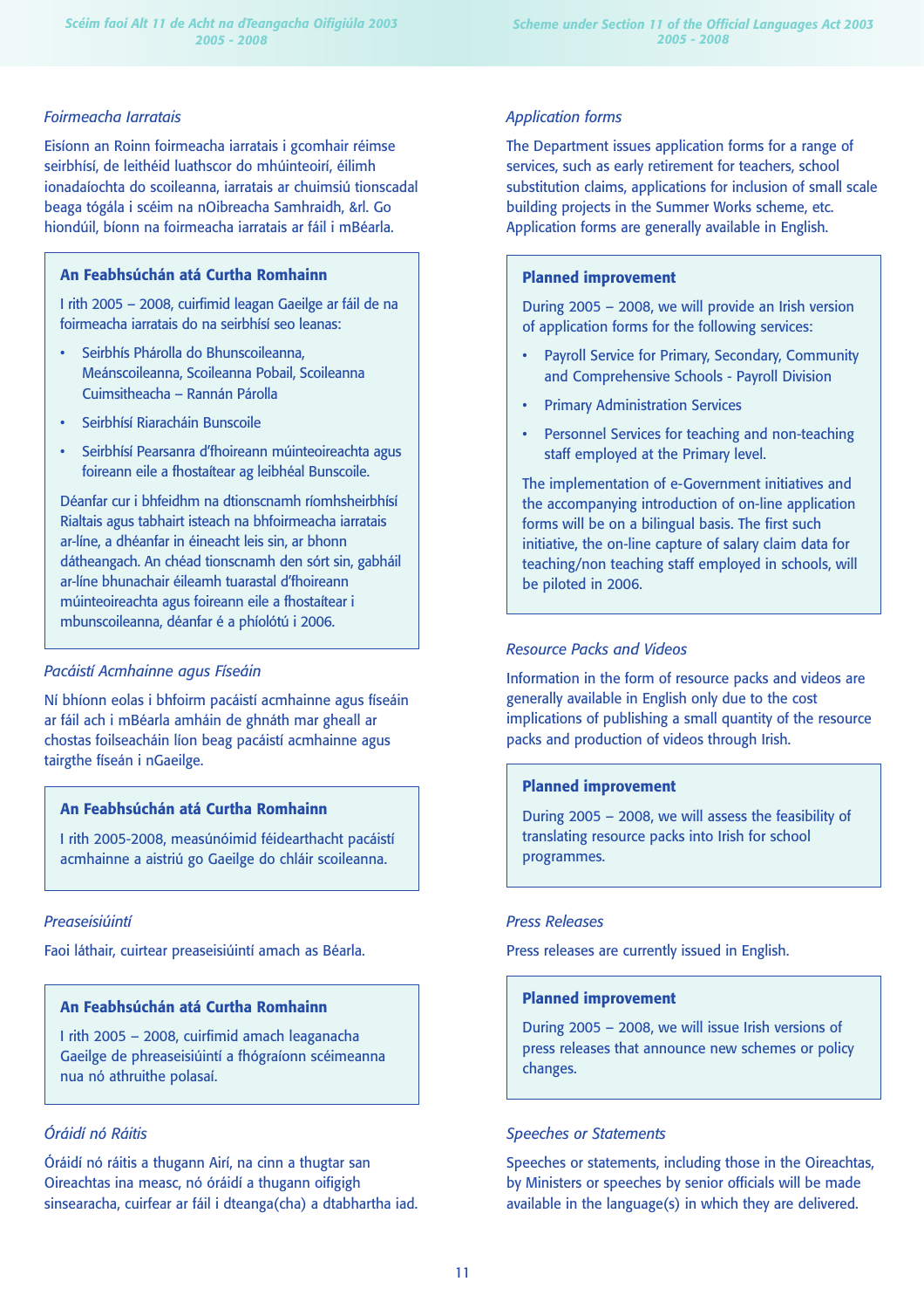*Foirmeacha Iarratais*

Eisíonn an Roinn foirmeacha iarratais i gcomhair réimse seirbhísí, de leithéid luathscor do mhúinteoirí, éilimh ionadaíochta do scoileanna, iarratais ar chuimsiú tionscadal beaga tógála i scéim na nOibreacha Samhraidh, &rl. Go hiondúil, bíonn na foirmeacha iarratais ar fáil i mBéarla.

**An Feabhsúchán atá Curtha Romhainn**

I rith 2005 – 2008, cuirfimid leagan Gaeilge ar fáil de na foirmeacha iarratais do na seirbhísí seo leanas:

- Seirbhís Phárolla do Bhunscoileanna, Meánscoileanna, Scoileanna Pobail, Scoileanna Cuimsitheacha – Rannán Párolla
- Seirbhísí Riaracháin Bunscoile
- Seirbhísí Pearsanra d'fhoireann múinteoireachta agus foireann eile a fhostaítear ag leibhéal Bunscoile.

Déanfar cur i bhfeidhm na dtionscnamh ríomhsheirbhísí Rialtais agus tabhairt isteach na bhfoirmeacha iarratais ar-líne, a dhéanfar in éineacht leis sin, ar bhonn dátheangach. An chéad tionscnamh den sórt sin, gabháil ar-líne bhunachair éileamh tuarastal d'fhoireann múinteoireachta agus foireann eile a fhostaítear i mbunscoileanna, déanfar é a phíolótú i 2006.

*Pacáistí Acmhainne agus Físeáin*

Ní bhíonn eolas i bhfoirm pacáistí acmhainne agus físeáin ar fáil ach i mBéarla amháin de ghnáth mar gheall ar chostas foilseacháin líon beag pacáistí acmhainne agus tairgthe físeán i nGaeilge.

**An Feabhsúchán atá Curtha Romhainn**

I rith 2005-2008, measúnóimid féidearthacht pacáistí acmhainne a aistriú go Gaeilge do chláir scoileanna.

*Preaseisiúintí*

Faoi láthair, cuirtear preaseisiúintí amach as Béarla.

**An Feabhsúchán atá Curtha Romhainn**

I rith 2005 – 2008, cuirfimid amach leaganacha Gaeilge de phreaseisiúintí a fhógraíonn scéimeanna nua nó athruithe polasaí.

*Óráidí nó Ráitis*

Óráidí nó ráitis a thugann Airí, na cinn a thugtar san Oireachtas ina measc, nó óráidí a thugann oifigigh sinsearacha, cuirfear ar fáil i dteanga(cha) a dtabhartha iad.

*Application forms*

The Department issues application forms for a range of services, such as early retirement for teachers, school substitution claims, applications for inclusion of small scale building projects in the Summer Works scheme, etc. Application forms are generally available in English.

**Planned improvement**

During 2005 – 2008, we will provide an Irish version of application forms for the following services:

- Payroll Service for Primary, Secondary, Community and Comprehensive Schools - Payroll Division
- Primary Administration Services
- Personnel Services for teaching and non-teaching staff employed at the Primary level.

The implementation of e-Government initiatives and the accompanying introduction of on-line application forms will be on a bilingual basis. The first such initiative, the on-line capture of salary claim data for teaching/non teaching staff employed in schools, will be piloted in 2006.

*Resource Packs and Videos*

Information in the form of resource packs and videos are generally available in English only due to the cost implications of publishing a small quantity of the resource packs and production of videos through Irish.

**Planned improvement**

During 2005 – 2008, we will assess the feasibility of translating resource packs into Irish for school programmes.

*Press Releases*

Press releases are currently issued in English.

**Planned improvement**

During 2005 – 2008, we will issue Irish versions of press releases that announce new schemes or policy changes.

*Speeches or Statements*

Speeches or statements, including those in the Oireachtas, by Ministers or speeches by senior officials will be made available in the language(s) in which they are delivered.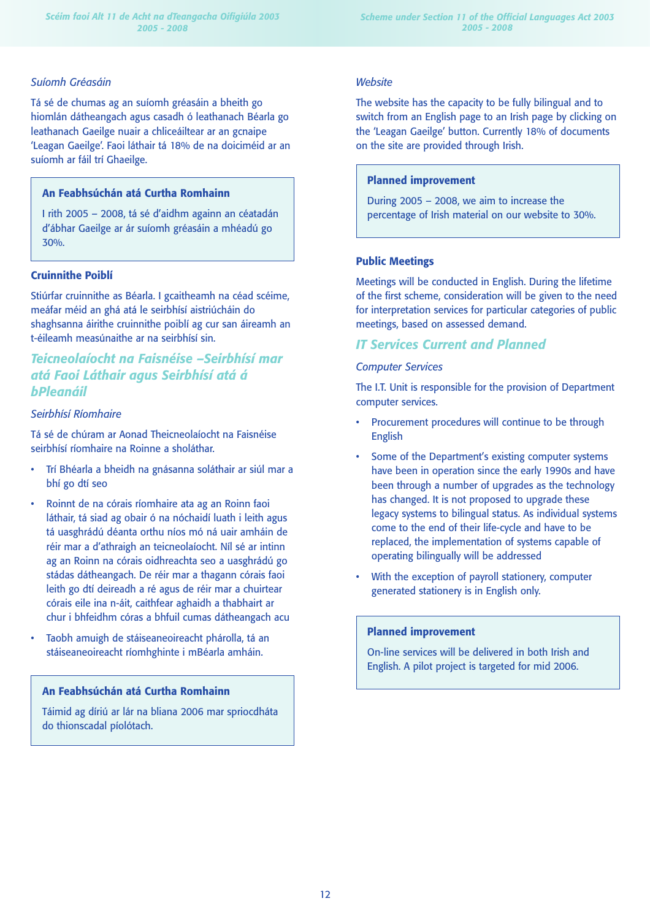*Suíomh Gréasáin*

Tá sé de chumas ag an suíomh gréasáin a bheith go hiomlán dátheangach agus casadh ó leathanach Béarla go leathanach Gaeilge nuair a chliceáiltear ar an gcnaipe 'Leagan Gaeilge'. Faoi láthair tá 18% de na doiciméid ar an suíomh ar fáil trí Ghaeilge.

> **An Feabhsúchán atá Curtha Romhainn**
>
> I rith 2005 – 2008, tá sé d'aidhm againn an céatadán d'ábhar Gaeilge ar ár suíomh gréasáin a mhéadú go 30%.

**Cruinnithe Poiblí**

Stiúrfar cruinnithe as Béarla. I gcaitheamh na céad scéime, meáfar méid an ghá atá le seirbhísí aistriúcháin do shaghsanna áirithe cruinnithe poiblí ag cur san áireamh an t-éileamh measúnaithe ar na seirbhísí sin.

## *Teicneolaíocht na Faisnéise –Seirbhísí mar atá Faoi Láthair agus Seirbhísí atá á bPleanáil*

*Seirbhísí Ríomhaire*

Tá sé de chúram ar Aonad Theicneolaíocht na Faisnéise seirbhísí ríomhaire na Roinne a sholáthar.

- Trí Bhéarla a bheidh na gnásanna soláthair ar siúl mar a bhí go dtí seo
- Roinnt de na córais ríomhaire ata ag an Roinn faoi láthair, tá siad ag obair ó na nóchaidí luath i leith agus tá uasghrádú déanta orthu níos mó ná uair amháin de réir mar a d'athraigh an teicneolaíocht. Níl sé ar intinn ag an Roinn na córais oidhreachta seo a uasghrádú go stádas dátheangach. De réir mar a thagann córais faoi leith go dtí deireadh a ré agus de réir mar a chuirtear córais eile ina n-áit, caithfear aghaidh a thabhairt ar chur i bhfeidhm córas a bhfuil cumas dátheangach acu
- Taobh amuigh de stáiseaneoireacht phárolla, tá an stáiseaneoireacht ríomhghinte i mBéarla amháin.

> **An Feabhsúchán atá Curtha Romhainn**
>
> Táimid ag díriú ar lár na bliana 2006 mar spriocdháta do thionscadal píolótach.

*Website*

The website has the capacity to be fully bilingual and to switch from an English page to an Irish page by clicking on the 'Leagan Gaeilge' button. Currently 18% of documents on the site are provided through Irish.

> **Planned improvement**
>
> During 2005 – 2008, we aim to increase the percentage of Irish material on our website to 30%.

**Public Meetings**

Meetings will be conducted in English. During the lifetime of the first scheme, consideration will be given to the need for interpretation services for particular categories of public meetings, based on assessed demand.

## *IT Services Current and Planned*

*Computer Services*

The I.T. Unit is responsible for the provision of Department computer services.

- Procurement procedures will continue to be through English
- Some of the Department's existing computer systems have been in operation since the early 1990s and have been through a number of upgrades as the technology has changed. It is not proposed to upgrade these legacy systems to bilingual status. As individual systems come to the end of their life-cycle and have to be replaced, the implementation of systems capable of operating bilingually will be addressed
- With the exception of payroll stationery, computer generated stationery is in English only.

> **Planned improvement**
>
> On-line services will be delivered in both Irish and English. A pilot project is targeted for mid 2006.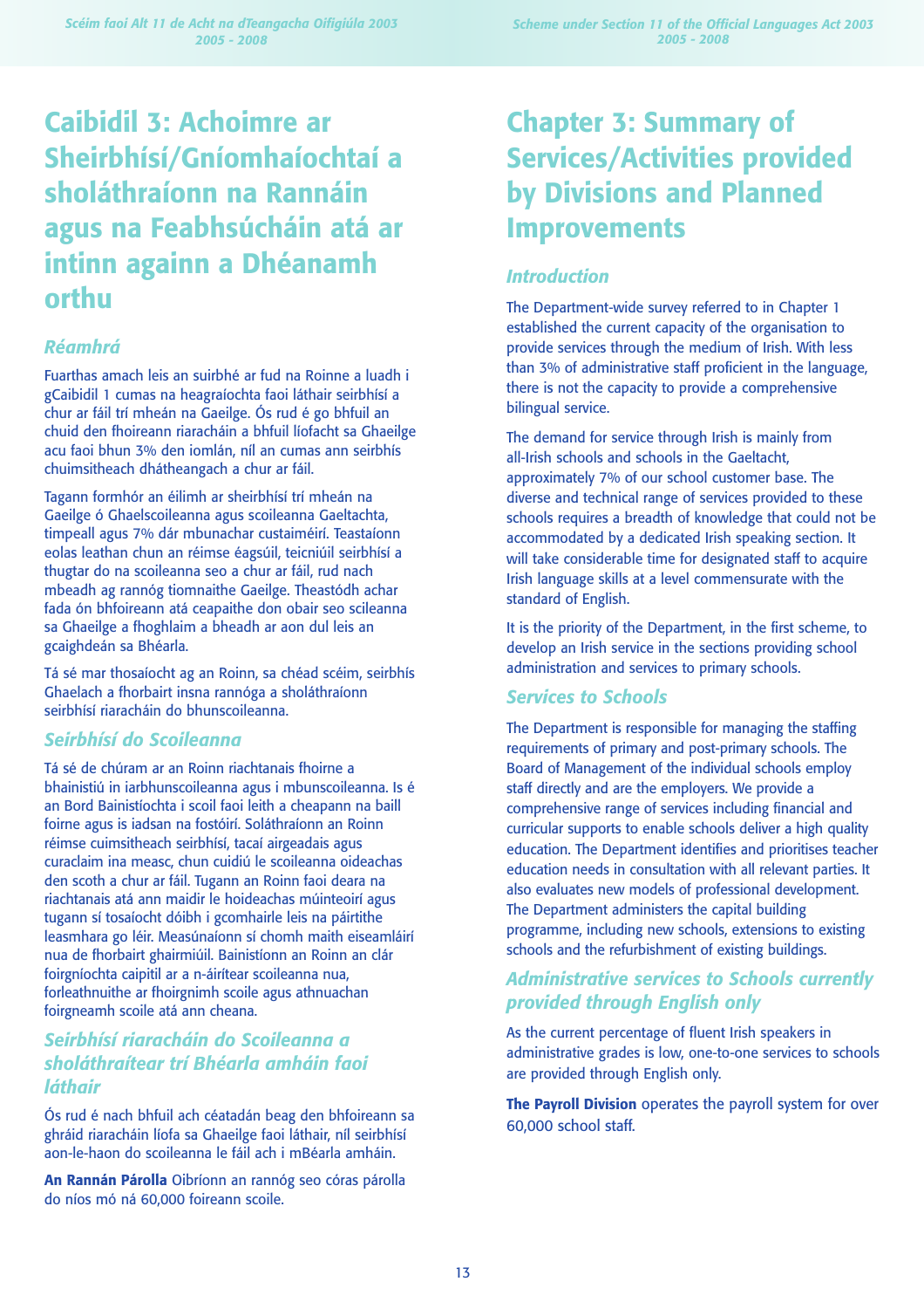# Caibidil 3: Achoimre ar Sheirbhísí/Gníomhaíochtaí a sholáthraíonn na Rannáin agus na Feabhsúcháin atá ar intinn againn a Dhéanamh orthu

## *Réamhrá*

Fuarthas amach leis an suirbhé ar fud na Roinne a luadh i gCaibidil 1 cumas na heagraíochta faoi láthair seirbhísí a chur ar fáil trí mheán na Gaeilge. Ós rud é go bhfuil an chuid den fhoireann riaracháin a bhfuil líofacht sa Ghaeilge acu faoi bhun 3% den iomlán, níl an cumas ann seirbhís chuimsitheach dhátheangach a chur ar fáil.

Tagann formhór an éilimh ar sheirbhísí trí mheán na Gaeilge ó Ghaelscoileanna agus scoileanna Gaeltachta, timpeall agus 7% dár mbunachar custaiméirí. Teastaíonn eolas leathan chun an réimse éagsúil, teicniúil seirbhísí a thugtar do na scoileanna seo a chur ar fáil, rud nach mbeadh ag rannóg tiomnaithe Gaeilge. Theastódh achar fada ón bhfoireann atá ceapaithe don obair seo scileanna sa Ghaeilge a fhoghlaim a bheadh ar aon dul leis an gcaighdeán sa Bhéarla.

Tá sé mar thosaíocht ag an Roinn, sa chéad scéim, seirbhís Ghaelach a fhorbairt insna rannóga a sholáthraíonn seirbhísí riaracháin do bhunscoileanna.

## *Seirbhísí do Scoileanna*

Tá sé de chúram ar an Roinn riachtanais fhoirne a bhainistiú in iarbhunscoileanna agus i mbunscoileanna. Is é an Bord Bainistíochta i scoil faoi leith a cheapann na baill foirne agus is iadsan na fostóirí. Soláthraíonn an Roinn réimse cuimsitheach seirbhísí, tacaí airgeadais agus curaclaim ina measc, chun cuidiú le scoileanna oideachas den scoth a chur ar fáil. Tugann an Roinn faoi deara na riachtanais atá ann maidir le hoideachas múinteoirí agus tugann sí tosaíocht dóibh i gcomhairle leis na páirtithe leasmhara go léir. Measúnaíonn sí chomh maith eiseamláirí nua de fhorbairt ghairmiúil. Bainistíonn an Roinn an clár foirgníochta caipitil ar a n-áirítear scoileanna nua, forleathnuithe ar fhoirgnimh scoile agus athnuachan foirgneamh scoile atá ann cheana.

## *Seirbhísí riaracháin do Scoileanna a sholáthraítear trí Bhéarla amháin faoi láthair*

Ós rud é nach bhfuil ach céatadán beag den bhfoireann sa ghráid riaracháin líofa sa Ghaeilge faoi láthair, níl seirbhísí aon-le-haon do scoileanna le fáil ach i mBéarla amháin.

**An Rannán Párolla** Oibríonn an rannóg seo córas párolla do níos mó ná 60,000 foireann scoile.

# Chapter 3: Summary of Services/Activities provided by Divisions and Planned Improvements

## *Introduction*

The Department-wide survey referred to in Chapter 1 established the current capacity of the organisation to provide services through the medium of Irish. With less than 3% of administrative staff proficient in the language, there is not the capacity to provide a comprehensive bilingual service.

The demand for service through Irish is mainly from all-Irish schools and schools in the Gaeltacht, approximately 7% of our school customer base. The diverse and technical range of services provided to these schools requires a breadth of knowledge that could not be accommodated by a dedicated Irish speaking section. It will take considerable time for designated staff to acquire Irish language skills at a level commensurate with the standard of English.

It is the priority of the Department, in the first scheme, to develop an Irish service in the sections providing school administration and services to primary schools.

## *Services to Schools*

The Department is responsible for managing the staffing requirements of primary and post-primary schools. The Board of Management of the individual schools employ staff directly and are the employers. We provide a comprehensive range of services including financial and curricular supports to enable schools deliver a high quality education. The Department identifies and prioritises teacher education needs in consultation with all relevant parties. It also evaluates new models of professional development. The Department administers the capital building programme, including new schools, extensions to existing schools and the refurbishment of existing buildings.

## *Administrative services to Schools currently provided through English only*

As the current percentage of fluent Irish speakers in administrative grades is low, one-to-one services to schools are provided through English only.

**The Payroll Division** operates the payroll system for over 60,000 school staff.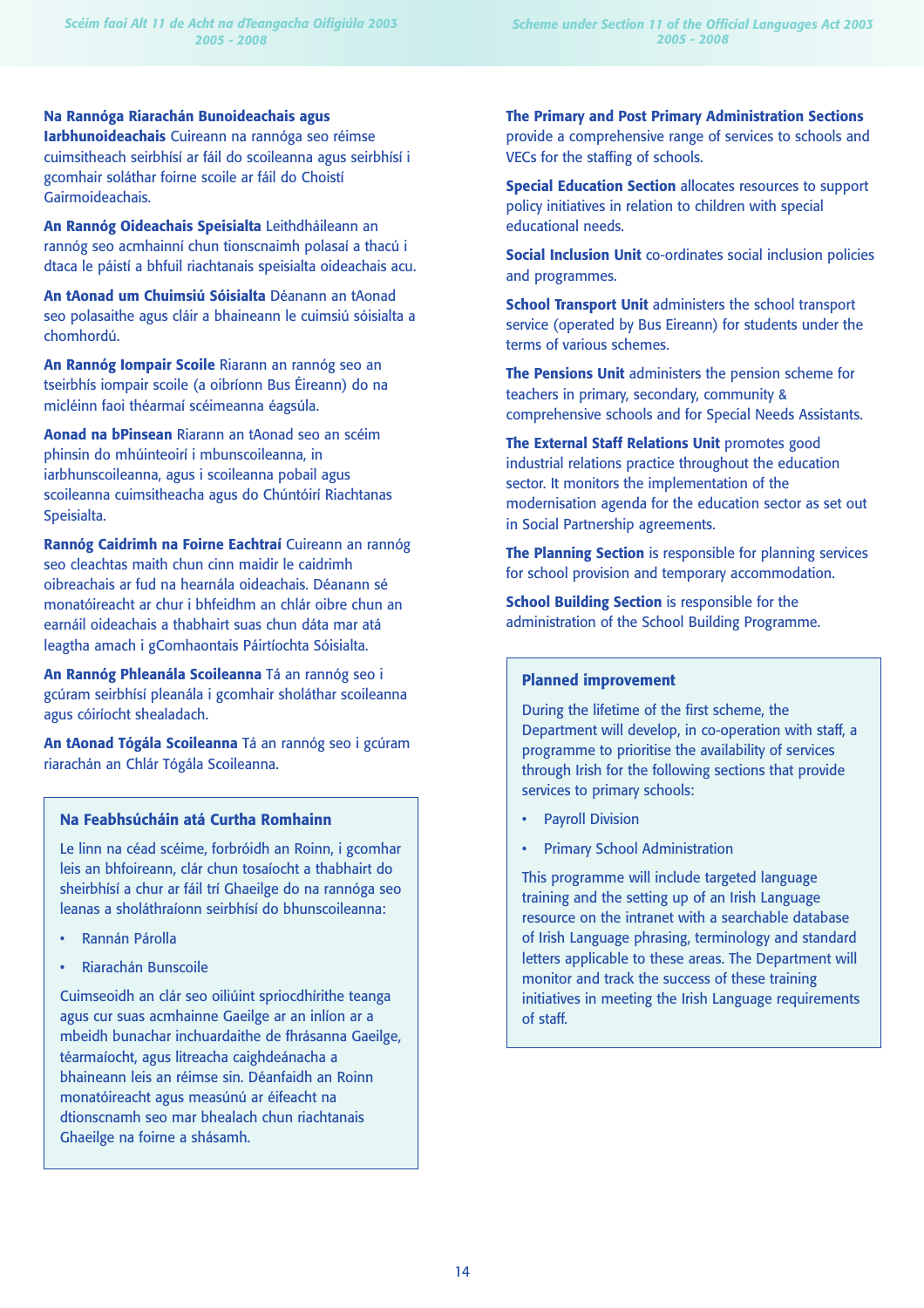**Na Rannóga Riaracháin Bunoideachais agus Iarbhunoideachais** Cuireann na rannóga seo réimse cuimsitheach seirbhísí ar fáil do scoileanna agus seirbhísí i gcomhair soláthar foirne scoile ar fáil do Choistí Gairmoideachais.

**An Rannóg Oideachais Speisialta** Leithdháileann an rannóg seo acmhainní chun tionscnaimh polasaí a thacú i dtaca le páistí a bhfuil riachtanais speisialta oideachais acu.

**An tAonad um Chuimsiú Sóisialta** Déanann an tAonad seo polasaithe agus cláir a bhaineann le cuimsiú sóisialta a chomhordú.

**An Rannóg Iompair Scoile** Riarann an rannóg seo an tseirbhís iompair scoile (a oibríonn Bus Éireann) do na micléinn faoi théarmaí scéimeanna éagsúla.

**Aonad na bPinsean** Riarann an tAonad seo an scéim phinsin do mhúinteoirí i mbunscoileanna, in iarbhunscoileanna, agus i scoileanna pobail agus scoileanna cuimsitheacha agus do Chúntóirí Riachtanas Speisialta.

**Rannóg Caidrimh na Foirne Eachtraí** Cuireann an rannóg seo cleachtas maith chun cinn maidir le caidrimh oibreachais ar fud na hearnála oideachais. Déanann sé monatóireacht ar chur i bhfeidhm an chlár oibre chun an earnáil oideachais a thabhairt suas chun dáta mar atá leagtha amach i gComhaontais Páirtíochta Sóisialta.

**An Rannóg Phleanála Scoileanna** Tá an rannóg seo i gcúram seirbhísí pleanála i gcomhair sholáthar scoileanna agus cóiríocht shealadach.

**An tAonad Tógála Scoileanna** Tá an rannóg seo i gcúram riaracháin an Chlár Tógála Scoileanna.

### Na Feabhsúcháin atá Curtha Romhainn

Le linn na céad scéime, forbróidh an Roinn, i gcomhar leis an bhfoireann, clár chun tosaíocht a thabhairt do sheirbhísí a chur ar fáil trí Ghaeilge do na rannóga seo leanas a sholáthraíonn seirbhísí do bhunscoileanna:

- Rannán Párolla
- Riaracháin Bunscoile

Cuimseoidh an clár seo oiliúint spriocdhírithe teanga agus cur suas acmhainne Gaeilge ar an inlíon ar a mbeidh bunachar inchuardaithe de fhrásanna Gaeilge, téarmaíocht, agus litreacha caighdeánacha a bhaineann leis an réimse sin. Déanfaidh an Roinn monatóireacht agus measúnú ar éifeacht na dtionscnamh seo mar bhealach chun riachtanais Ghaeilge na foirne a shásamh.

**The Primary and Post Primary Administration Sections** provide a comprehensive range of services to schools and VECs for the staffing of schools.

**Special Education Section** allocates resources to support policy initiatives in relation to children with special educational needs.

**Social Inclusion Unit** co-ordinates social inclusion policies and programmes.

**School Transport Unit** administers the school transport service (operated by Bus Eireann) for students under the terms of various schemes.

**The Pensions Unit** administers the pension scheme for teachers in primary, secondary, community & comprehensive schools and for Special Needs Assistants.

**The External Staff Relations Unit** promotes good industrial relations practice throughout the education sector. It monitors the implementation of the modernisation agenda for the education sector as set out in Social Partnership agreements.

**The Planning Section** is responsible for planning services for school provision and temporary accommodation.

**School Building Section** is responsible for the administration of the School Building Programme.

### Planned improvement

During the lifetime of the first scheme, the Department will develop, in co-operation with staff, a programme to prioritise the availability of services through Irish for the following sections that provide services to primary schools:

- Payroll Division
- Primary School Administration

This programme will include targeted language training and the setting up of an Irish Language resource on the intranet with a searchable database of Irish Language phrasing, terminology and standard letters applicable to these areas. The Department will monitor and track the success of these training initiatives in meeting the Irish Language requirements of staff.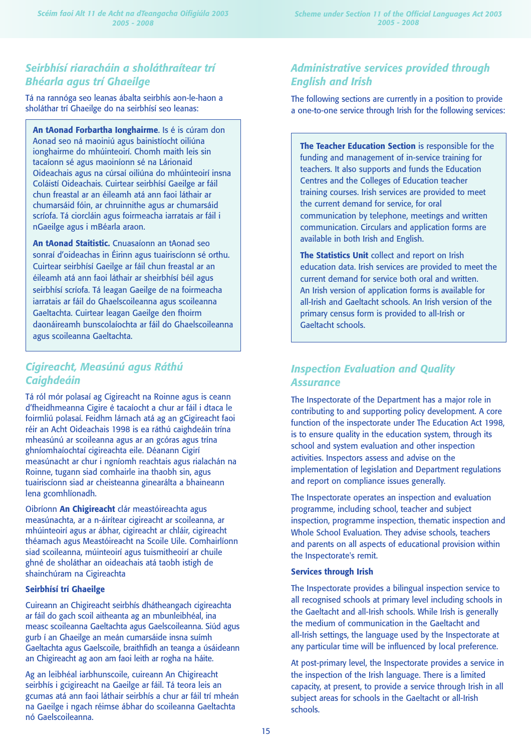## Seirbhísí riaracháin a sholáthraítear trí Bhéarla agus trí Ghaeilge

Tá na rannóga seo leanas ábalta seirbhís aon-le-haon a sholáthar trí Ghaeilge do na seirbhísí seo leanas:

**An tAonad Forbartha Ionghairme**. Is é is cúram don Aonad seo ná maoiniú agus bainistíocht oiliúna ionghairme do mhúinteoirí. Chomh maith leis sin tacaíonn sé agus maoiníonn sé na Lárionaid Oideachais agus na cúrsaí oiliúna do mhúinteoirí insna Coláistí Oideachais. Cuirtear seirbhísí Gaeilge ar fáil chun freastal ar an éileamh atá ann faoi láthair ar chumarsáid fóin, ar chruinnithe agus ar chumarsáid scríofa. Tá ciorcláin agus foirmeacha iarratais ar fáil i nGaeilge agus i mBéarla araon.

**An tAonad Staitistic.** Cnuasaíonn an tAonad seo sonraí d'oideachas in Éirinn agus tuairiscíonn sé orthu. Cuirtear seirbhísí Gaeilge ar fáil chun freastal ar an éileamh atá ann faoi láthair ar sheirbhísí béil agus seirbhísí scríofa. Tá leagan Gaeilge de na foirmeacha iarratais ar fáil do Ghaelscoileanna agus scoileanna Gaeltachta. Cuirtear leagan Gaeilge den fhoirm daonáireamh bunscolaíochta ar fáil do Ghaelscoileanna agus scoileanna Gaeltachta.

## Cigireacht, Measúnú agus Ráthú Caighdeáin

Tá ról mór polasaí ag Cigireacht na Roinne agus is ceann d'fheidhmeanna Cigire é tacaíocht a chur ar fáil i dtaca le foirmliú polasaí. Feidhm lárnach atá ag an gCigireacht faoi réir an Acht Oideachais 1998 is ea ráthú caighdeáin trína mheasúnú ar scoileanna agus ar an gcóras agus trína ghníomhaíochtaí cigireachta eile. Déanann Cigirí measúnacht ar chur i ngníomh reachtais agus rialachán na Roinne, tugann siad comhairle ina thaobh sin, agus tuairiscíonn siad ar cheisteanna ginearálta a bhaineann lena gcomhlíonadh.

Oibríonn **An Chigireacht** clár meastóireachta agus measúnachta, ar a n-áirítear cigireacht ar scoileanna, ar mhúinteoirí agus ar ábhar, cigireacht ar chláir, cigireacht théamach agus Meastóireacht na Scoile Uile. Comhairlíonn siad scoileanna, múinteoirí agus tuismitheoirí ar chuile ghné de sholáthar an oideachais atá taobh istigh de shainchúram na Cigireachta

**Seirbhísí trí Ghaeilge**

Cuireann an Chigireacht seirbhís dhátheangach cigireachta ar fáil do gach scoil aitheanta ag an mbunleibhéal, ina measc scoileanna Gaeltachta agus Gaelscoileanna. Siúd agus gurb í an Ghaeilge an meán cumarsáide insna suímh Gaeltachta agus Gaelscoile, braithfidh an teanga a úsáideann an Chigireacht ag aon am faoi leith ar rogha na háite.

Ag an leibhéal iarbhunscoile, cuireann An Chigireacht seirbhís i gcigireacht na Gaeilge ar fáil. Tá teora leis an gcumas atá ann faoi láthair seirbhís a chur ar fáil trí mheán na Gaeilge i ngach réimse ábhar do scoileanna Gaeltachta nó Gaelscoileanna.

## Administrative services provided through English and Irish

The following sections are currently in a position to provide a one-to-one service through Irish for the following services:

**The Teacher Education Section** is responsible for the funding and management of in-service training for teachers. It also supports and funds the Education Centres and the Colleges of Education teacher training courses. Irish services are provided to meet the current demand for service, for oral communication by telephone, meetings and written communication. Circulars and application forms are available in both Irish and English.

**The Statistics Unit** collect and report on Irish education data. Irish services are provided to meet the current demand for service both oral and written. An Irish version of application forms is available for all-Irish and Gaeltacht schools. An Irish version of the primary census form is provided to all-Irish or Gaeltacht schools.

## Inspection Evaluation and Quality Assurance

The Inspectorate of the Department has a major role in contributing to and supporting policy development. A core function of the inspectorate under The Education Act 1998, is to ensure quality in the education system, through its school and system evaluation and other inspection activities. Inspectors assess and advise on the implementation of legislation and Department regulations and report on compliance issues generally.

The Inspectorate operates an inspection and evaluation programme, including school, teacher and subject inspection, programme inspection, thematic inspection and Whole School Evaluation. They advise schools, teachers and parents on all aspects of educational provision within the Inspectorate's remit.

**Services through Irish**

The Inspectorate provides a bilingual inspection service to all recognised schools at primary level including schools in the Gaeltacht and all-Irish schools. While Irish is generally the medium of communication in the Gaeltacht and all-Irish settings, the language used by the Inspectorate at any particular time will be influenced by local preference.

At post-primary level, the Inspectorate provides a service in the inspection of the Irish language. There is a limited capacity, at present, to provide a service through Irish in all subject areas for schools in the Gaeltacht or all-Irish schools.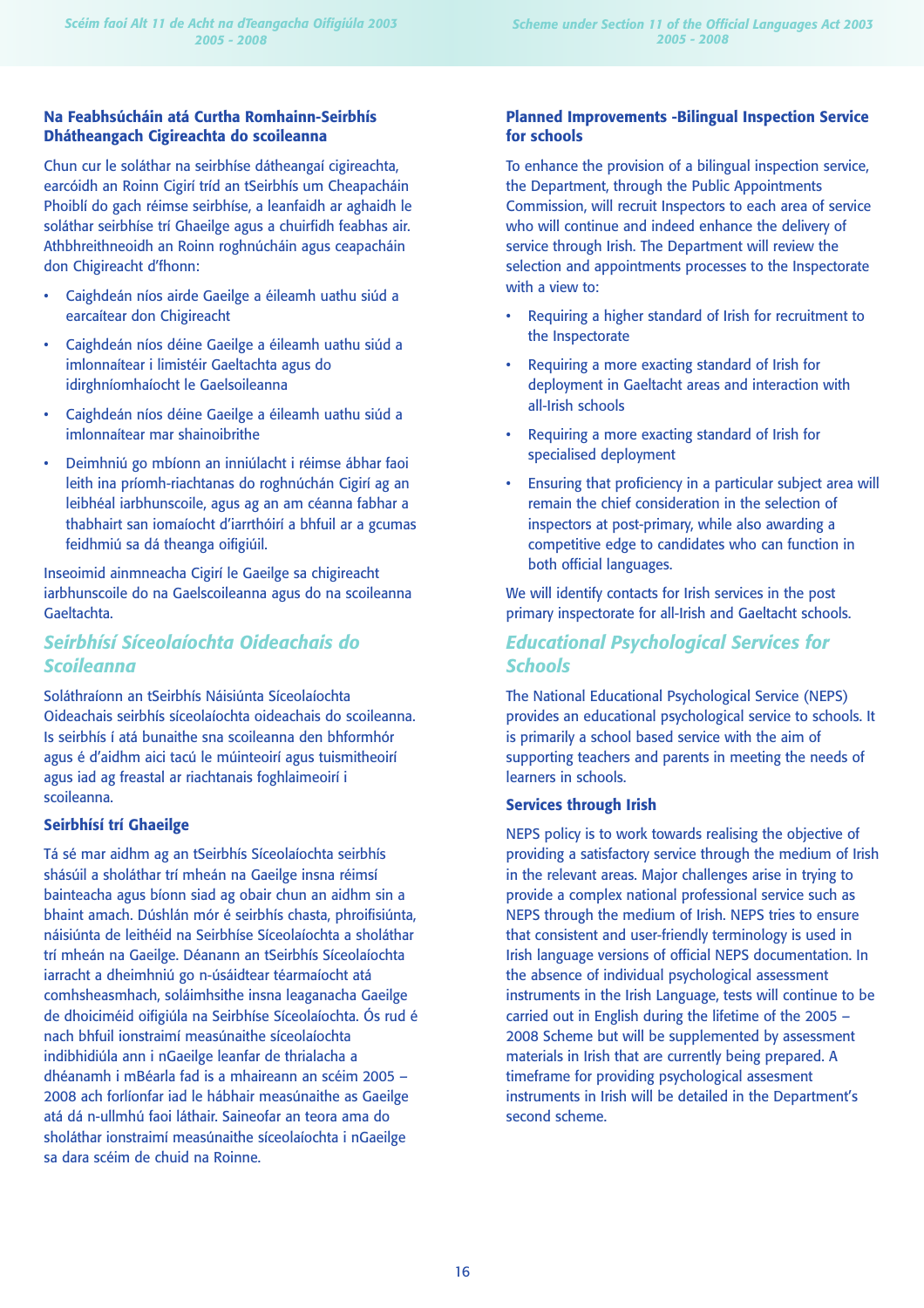### Na Feabhsúcháin atá Curtha Romhainn-Seirbhís Dhátheangach Cigireachta do scoileanna

Chun cur le soláthar na seirbhíse dátheangaí cigireachta, earcóidh an Roinn Cigirí tríd an tSeirbhís um Cheapacháin Phoiblí do gach réimse seirbhíse, a leanfaidh ar aghaidh le soláthar seirbhíse trí Ghaeilge agus a chuirfidh feabhas air. Athbhreithneoidh an Roinn roghnúcháin agus ceapacháin don Chigireacht d'fhonn:

- Caighdeán níos airde Gaeilge a éileamh uathu siúd a earcaítear don Chigireacht
- Caighdeán níos déine Gaeilge a éileamh uathu siúd a imlonnaítear i limistéir Ghaeltachta agus do idirghníomhaíocht le Gaelsoileanna
- Caighdeán níos déine Gaeilge a éileamh uathu siúd a imlonnaítear mar shainoibrithe
- Deimhniú go mbíonn an inniúlacht i réimse ábhar faoi leith ina príomh-riachtanas do roghnúchán Cigirí ag an leibhéal iarbhunscoile, agus ag an am céanna fabhar a thabhairt san iomaíocht d'iarrthóirí a bhfuil ar a gcumas feidhmiú sa dá theanga oifigiúil.

Inseoimid ainmneacha Cigirí le Gaeilge sa chigireacht iarbhunscoile do na Gaelscoileanna agus do na scoileanna Gaeltachta.

## *Seirbhísí Síceolaíochta Oideachais do Scoileanna*

Soláthraíonn an tSeirbhís Náisiúnta Síceolaíochta Oideachais seirbhís síceolaíochta oideachais do scoileanna. Is seirbhís í atá bunaithe sna scoileanna den bhformhór agus é d'aidhm aici tacú le múinteoirí agus tuismitheoirí agus iad ag freastal ar riachtanais foghlaimeoirí i scoileanna.

### Seirbhísí trí Ghaeilge

Tá sé mar aidhm ag an tSeirbhís Síceolaíochta seirbhís shásúil a sholáthar trí mheán na Gaeilge insna réimsí bainteacha agus bíonn siad ag obair chun an aidhm sin a bhaint amach. Dúshlán mór é seirbhís chasta, phroifisiúnta, náisiúnta de leithéid na Seirbhíse Síceolaíochta a sholáthar trí mheán na Gaeilge. Déanann an tSeirbhís Síceolaíochta iarracht a dheimhniú go n-úsáidtear téarmaíocht atá comhsheasmhach, soláimhsithe insna leaganacha Gaeilge de dhoiciméid oifigiúla na Seirbhíse Síceolaíochta. Ós rud é nach bhfuil ionstraimí measúnaithe síceolaíochta indibhidiúla ann i nGaeilge leanfar de thrialacha a dhéanamh i mBéarla fad is a mhaireann an scéim 2005 – 2008 ach forlíonfar iad le hábhair measúnaithe as Gaeilge atá dá n-ullmhú faoi láthair. Saineofar an teora ama do sholáthar ionstraimí measúnaithe síceolaíochta i nGaeilge sa dara scéim de chuid na Roinne.

### Planned Improvements -Bilingual Inspection Service for schools

To enhance the provision of a bilingual inspection service, the Department, through the Public Appointments Commission, will recruit Inspectors to each area of service who will continue and indeed enhance the delivery of service through Irish. The Department will review the selection and appointments processes to the Inspectorate with a view to:

- Requiring a higher standard of Irish for recruitment to the Inspectorate
- Requiring a more exacting standard of Irish for deployment in Gaeltacht areas and interaction with all-Irish schools
- Requiring a more exacting standard of Irish for specialised deployment
- Ensuring that proficiency in a particular subject area will remain the chief consideration in the selection of inspectors at post-primary, while also awarding a competitive edge to candidates who can function in both official languages.

We will identify contacts for Irish services in the post primary inspectorate for all-Irish and Gaeltacht schools.

## *Educational Psychological Services for Schools*

The National Educational Psychological Service (NEPS) provides an educational psychological service to schools. It is primarily a school based service with the aim of supporting teachers and parents in meeting the needs of learners in schools.

### Services through Irish

NEPS policy is to work towards realising the objective of providing a satisfactory service through the medium of Irish in the relevant areas. Major challenges arise in trying to provide a complex national professional service such as NEPS through the medium of Irish. NEPS tries to ensure that consistent and user-friendly terminology is used in Irish language versions of official NEPS documentation. In the absence of individual psychological assessment instruments in the Irish Language, tests will continue to be carried out in English during the lifetime of the 2005 – 2008 Scheme but will be supplemented by assessment materials in Irish that are currently being prepared. A timeframe for providing psychological assesment instruments in Irish will be detailed in the Department's second scheme.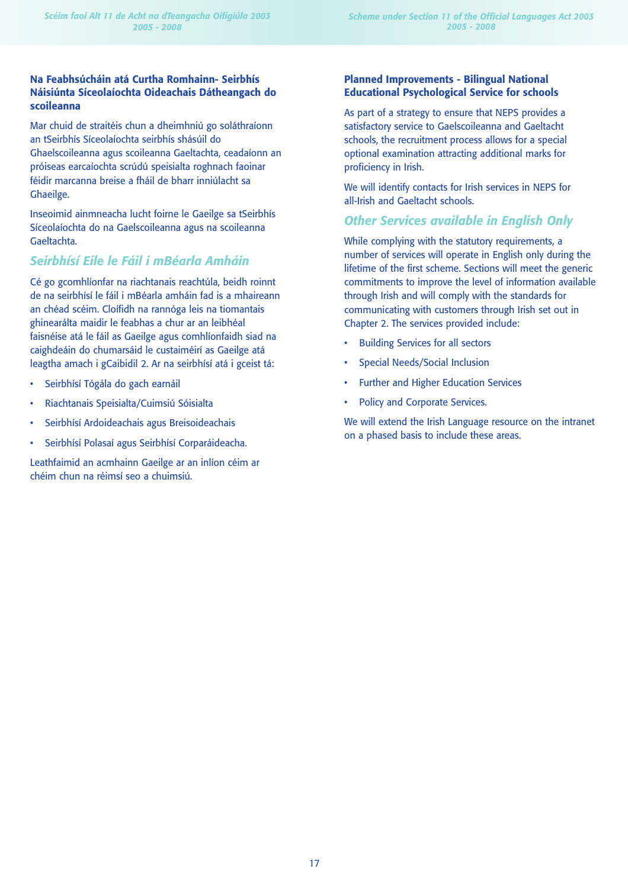### Na Feabhsúcháin atá Curtha Romhainn- Seirbhís Náisiúnta Síceolaíochta Oideachais Dátheangach do scoileanna

Mar chuid de straitéis chun a dheimhniú go soláthraíonn an tSeirbhís Síceolaíochta seirbhís shásúil do Ghaelscoileanna agus scoileanna Gaeltachta, ceadaíonn an próiseas earcaíochta scrúdú speisialta roghnach faoinar féidir marcanna breise a fháil de bharr inniúlacht sa Ghaeilge.

Inseoimid ainmneacha lucht foirne le Gaeilge sa tSeirbhís Síceolaíochta do na Gaelscoileanna agus na scoileanna Gaeltachta.

## *Seirbhísí Eile le Fáil i mBéarla Amháin*

Cé go gcomhlíonfar na riachtanais reachtúla, beidh roinnt de na seirbhísí le fáil i mBéarla amháin fad is a mhaireann an chéad scéim. Cloífidh na rannóga leis na tiomantais ghinearálta maidir le feabhas a chur ar an leibhéal faisnéise atá le fáil as Gaeilge agus comhlíonfaidh siad na caighdeáin do chumarsáid le custaiméirí as Gaeilge atá leagtha amach i gCaibidil 2. Ar na seirbhísí atá i gceist tá:

- Seirbhísí Tógála do gach earnáil
- Riachtanais Speisialta/Cuimsiú Sóisialta
- Seirbhísí Ardoideachais agus Breisoideachais
- Seirbhísí Polasaí agus Seirbhísí Corparáideacha.

Leathfaimid an acmhainn Gaeilge ar an inlíon céim ar chéim chun na réimsí seo a chuimsiú.

### Planned Improvements - Bilingual National Educational Psychological Service for schools

As part of a strategy to ensure that NEPS provides a satisfactory service to Gaelscoileanna and Gaeltacht schools, the recruitment process allows for a special optional examination attracting additional marks for proficiency in Irish.

We will identify contacts for Irish services in NEPS for all-Irish and Gaeltacht schools.

## *Other Services available in English Only*

While complying with the statutory requirements, a number of services will operate in English only during the lifetime of the first scheme. Sections will meet the generic commitments to improve the level of information available through Irish and will comply with the standards for communicating with customers through Irish set out in Chapter 2. The services provided include:

- Building Services for all sectors
- Special Needs/Social Inclusion
- Further and Higher Education Services
- Policy and Corporate Services.

We will extend the Irish Language resource on the intranet on a phased basis to include these areas.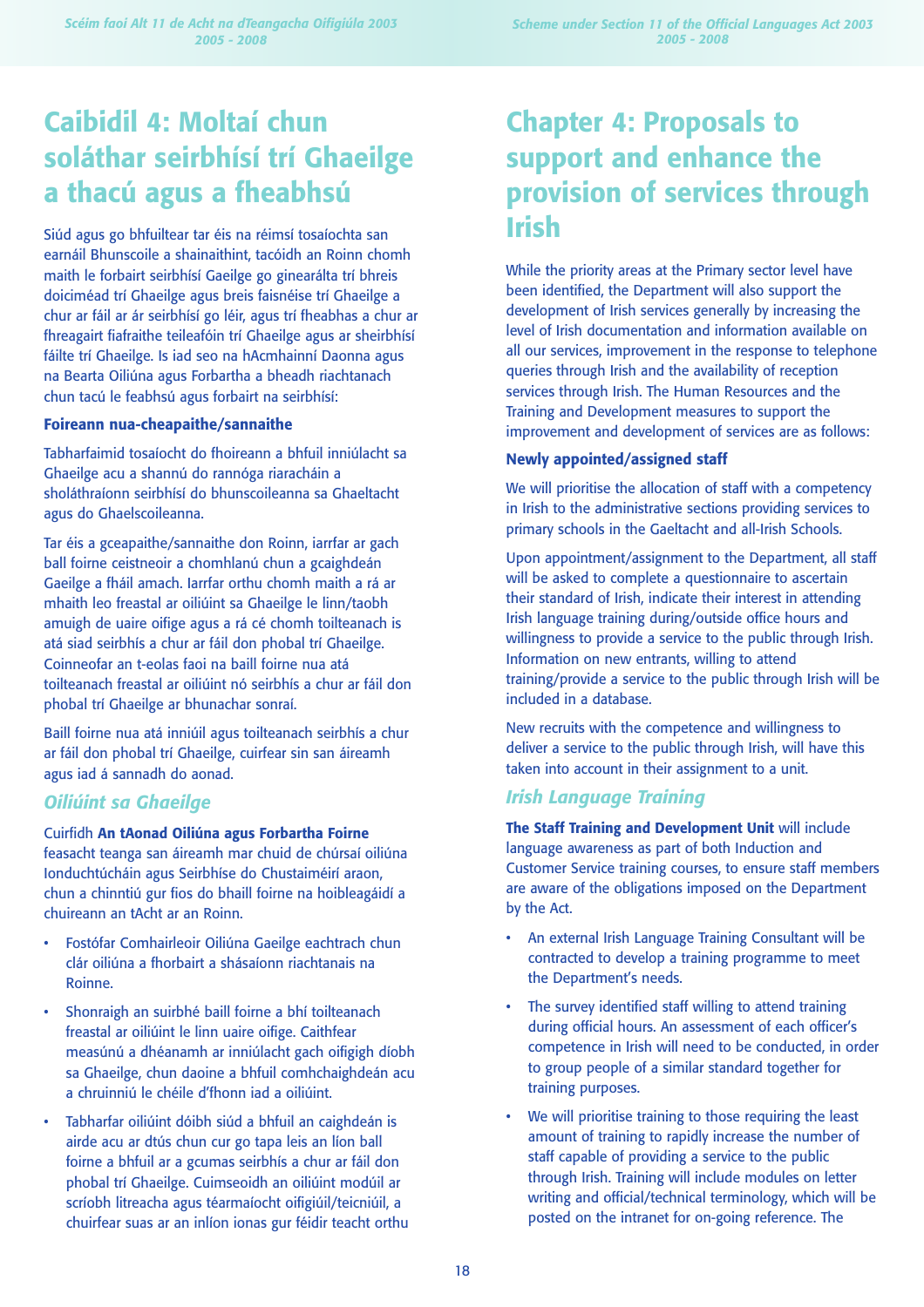# Caibidil 4: Moltaí chun soláthar seirbhísí trí Ghaeilge a thacú agus a fheabhsú

Siúd agus go bhfuiltear tar éis na réimsí tosaíochta san earnáil Bhunscoile a shainaithint, tacóidh an Roinn chomh maith le forbairt seirbhísí Gaeilge go ginearálta trí bhreis doiciméad trí Ghaeilge agus breis faisnéise trí Ghaeilge a chur ar fáil ar ár seirbhísí go léir, agus trí fheabhas a chur ar fhreagairt fiafraithe teileafóin trí Ghaeilge agus ar sheirbhísí fáilte trí Ghaeilge. Is iad seo na hAcmhainní Daonna agus na Bearta Oiliúna agus Forbartha a bheadh riachtanach chun tacú le feabhsú agus forbairt na seirbhísí:

**Foireann nua-cheapaithe/sannaithe**

Tabharfaimid tosaíocht do fhoireann a bhfuil inniúlacht sa Ghaeilge acu a shannú do rannóga riaracháin a sholáthraíonn seirbhísí do bhunscoileanna sa Ghaeltacht agus do Ghaelscoileanna.

Tar éis a gceapaithe/sannaithe don Roinn, iarrfar ar gach ball foirne ceistneoir a chomhlánú chun a gcaighdeán Gaeilge a fháil amach. Iarrfar orthu chomh maith a rá ar mhaith leo freastal ar oiliúint sa Ghaeilge le linn/taobh amuigh de uaire oifige agus a rá cé chomh toilteanach is atá siad seirbhís a chur ar fáil don phobal trí Ghaeilge. Coinneofar an t-eolas faoi na baill foirne nua atá toilteanach freastal ar oiliúint nó seirbhís a chur ar fáil don phobal trí Ghaeilge ar bhunachar sonraí.

Baill foirne nua atá inniúil agus toilteanach seirbhís a chur ar fáil don phobal trí Ghaeilge, cuirfear sin san áireamh agus iad á sannadh do aonad.

## *Oiliúint sa Ghaeilge*

Cuirfidh **An tAonad Oiliúna agus Forbartha Foirne** feasacht teanga san áireamh mar chuid de chúrsaí oiliúna Ionduchtúcháin agus Seirbhíse do Chustaiméirí araon, chun a chinntiú gur fios do bhaill foirne na hoibleagáidí a chuireann an tAcht ar an Roinn.

- Fostófar Comhairleoir Oiliúna Gaeilge eachtrach chun clár oiliúna a fhorbairt a shásaíonn riachtanais na Roinne.
- Shonraigh an suirbhé baill foirne a bhí toilteanach freastal ar oiliúint le linn uaire oifige. Caithfear measúnú a dhéanamh ar inniúlacht gach oifigigh díobh sa Ghaeilge, chun daoine a bhfuil comhchaighdeán acu a chruinniú le chéile d'fhonn iad a oiliúint.
- Tabharfar oiliúint dóibh siúd a bhfuil an caighdeán is airde acu ar dtús chun cur go tapa leis an líon ball foirne a bhfuil ar a gcumas seirbhís a chur ar fáil don phobal trí Ghaeilge. Cuimseoidh an oiliúint modúil ar scríobh litreacha agus téarmaíocht oifigiúil/teicniúil, a chuirfear suas ar an inlíon ionas gur féidir teacht orthu

# Chapter 4: Proposals to support and enhance the provision of services through Irish

While the priority areas at the Primary sector level have been identified, the Department will also support the development of Irish services generally by increasing the level of Irish documentation and information available on all our services, improvement in the response to telephone queries through Irish and the availability of reception services through Irish. The Human Resources and the Training and Development measures to support the improvement and development of services are as follows:

**Newly appointed/assigned staff**

We will prioritise the allocation of staff with a competency in Irish to the administrative sections providing services to primary schools in the Gaeltacht and all-Irish Schools.

Upon appointment/assignment to the Department, all staff will be asked to complete a questionnaire to ascertain their standard of Irish, indicate their interest in attending Irish language training during/outside office hours and willingness to provide a service to the public through Irish. Information on new entrants, willing to attend training/provide a service to the public through Irish will be included in a database.

New recruits with the competence and willingness to deliver a service to the public through Irish, will have this taken into account in their assignment to a unit.

## *Irish Language Training*

**The Staff Training and Development Unit** will include language awareness as part of both Induction and Customer Service training courses, to ensure staff members are aware of the obligations imposed on the Department by the Act.

- An external Irish Language Training Consultant will be contracted to develop a training programme to meet the Department's needs.
- The survey identified staff willing to attend training during official hours. An assessment of each officer's competence in Irish will need to be conducted, in order to group people of a similar standard together for training purposes.
- We will prioritise training to those requiring the least amount of training to rapidly increase the number of staff capable of providing a service to the public through Irish. Training will include modules on letter writing and official/technical terminology, which will be posted on the intranet for on-going reference. The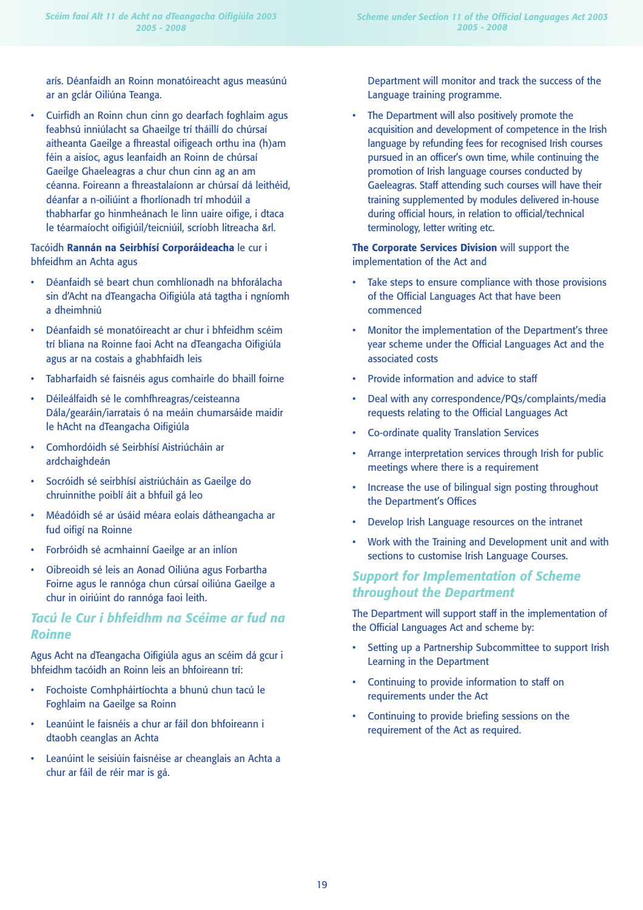arís. Déanfaidh an Roinn monatóireacht agus measúnú ar an gclár Oiliúna Teanga.

- Cuirfidh an Roinn chun cinn go dearfach foghlaim agus feabhsú inniúlacht sa Ghaeilge trí tháillí do chúrsaí aitheanta Gaeilge a fhreastal oifigeach orthu ina (h)am féin a aisíoc, agus leanfaidh an Roinn de chúrsaí Gaeilge Ghaeleagras a chur chun cinn ag an am céanna. Foireann a fhreastalaíonn ar chúrsaí dá leithéid, déanfar a n-oiliúint a fhorlíonadh trí mhodúil a thabharfar go hinmheánach le linn uaire oifige, i dtaca le téarmaíocht oifigiúil/teicniúil, scríobh litreacha &rl.

Tacóidh **Rannán na Seirbhísí Corporáideacha** le cur i bhfeidhm an Achta agus

- Déanfaidh sé beart chun comhlíonadh na bhforálacha sin d'Acht na dTeangacha Oifigiúla atá tagtha i ngníomh a dheimhniú
- Déanfaidh sé monatóireacht ar chur i bhfeidhm scéim trí bliana na Roinne faoi Acht na dTeangacha Oifigiúla agus ar na costais a ghabhfaidh leis
- Tabharfaidh sé faisnéis agus comhairle do bhaill foirne
- Déileálfaidh sé le comhfhreagras/ceisteanna Dála/gearáin/iarratais ó na meáin chumarsáide maidir le hAcht na dTeangacha Oifigiúla
- Comhordóidh sé Seirbhísí Aistriúcháin ar ardchaighdeán
- Socróidh sé seirbhísí aistriúcháin as Gaeilge do chruinnithe poiblí áit a bhfuil gá leo
- Méadóidh sé ar úsáid méara eolais dátheangacha ar fud oifigí na Roinne
- Forbróidh sé acmhainní Gaeilge ar an inlíon
- Oibreoidh sé leis an Aonad Oiliúna agus Forbartha Foirne agus le rannóga chun cúrsaí oiliúna Gaeilge a chur in oiriúint do rannóga faoi leith.

## Tacú le Cur i bhfeidhm na Scéime ar fud na Roinne

Agus Acht na dTeangacha Oifigiúla agus an scéim dá gcur i bhfeidhm tacóidh an Roinn leis an bhfoireann trí:

- Fochoiste Comhpháirtíochta a bhunú chun tacú le Foghlaim na Gaeilge sa Roinn
- Leanúint le faisnéis a chur ar fáil don bhfoireann i dtaobh ceanglas an Achta
- Leanúint le seisiúin faisnéise ar cheanglais an Achta a chur ar fáil de réir mar is gá.

Department will monitor and track the success of the Language training programme.

- The Department will also positively promote the acquisition and development of competence in the Irish language by refunding fees for recognised Irish courses pursued in an officer's own time, while continuing the promotion of Irish language courses conducted by Gaeleagras. Staff attending such courses will have their training supplemented by modules delivered in-house during official hours, in relation to official/technical terminology, letter writing etc.

**The Corporate Services Division** will support the implementation of the Act and

- Take steps to ensure compliance with those provisions of the Official Languages Act that have been commenced
- Monitor the implementation of the Department's three year scheme under the Official Languages Act and the associated costs
- Provide information and advice to staff
- Deal with any correspondence/PQs/complaints/media requests relating to the Official Languages Act
- Co-ordinate quality Translation Services
- Arrange interpretation services through Irish for public meetings where there is a requirement
- Increase the use of bilingual sign posting throughout the Department's Offices
- Develop Irish Language resources on the intranet
- Work with the Training and Development unit and with sections to customise Irish Language Courses.

## Support for Implementation of Scheme throughout the Department

The Department will support staff in the implementation of the Official Languages Act and scheme by:

- Setting up a Partnership Subcommittee to support Irish Learning in the Department
- Continuing to provide information to staff on requirements under the Act
- Continuing to provide briefing sessions on the requirement of the Act as required.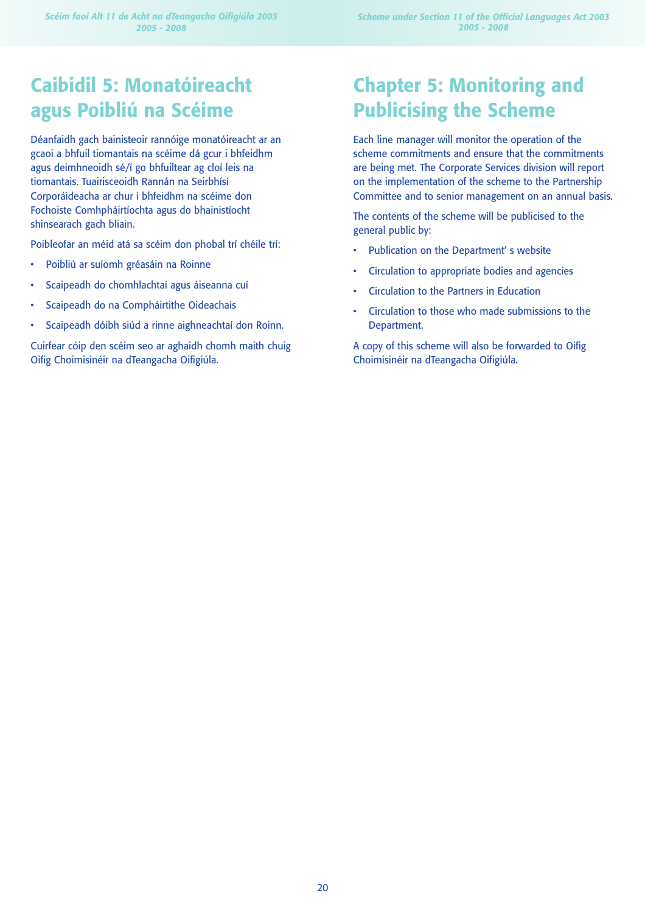# Caibidil 5: Monatóireacht agus Poibliú na Scéime

Déanfaidh gach bainisteoir rannóige monatóireacht ar an gcaoi a bhfuil tiomantais na scéime dá gcur i bhfeidhm agus deimhneoidh sé/í go bhfuiltear ag cloí leis na tiomantais. Tuairisceoidh Rannán na Seirbhísí Corporáideacha ar chur i bhfeidhm na scéime don Fhochoiste Comhpháirtíochta agus do bhainistíocht shinsearach gach bliain.

Poibleofar an méid atá sa scéim don phobal trí chéile trí:

- Poibliú ar suíomh gréasáin na Roinne
- Scaipeadh do chomhlachtaí agus áiseanna cuí
- Scaipeadh do na Compháirtithe Oideachais
- Scaipeadh dóibh siúd a rinne aighneachtaí don Roinn.

Cuirfear cóip den scéim seo ar aghaidh chomh maith chuig Oifig Choimisinéir na dTeangacha Oifigiúla.

# Chapter 5: Monitoring and Publicising the Scheme

Each line manager will monitor the operation of the scheme commitments and ensure that the commitments are being met. The Corporate Services division will report on the implementation of the scheme to the Partnership Committee and to senior management on an annual basis.

The contents of the scheme will be publicised to the general public by:

- Publication on the Department' s website
- Circulation to appropriate bodies and agencies
- Circulation to the Partners in Education
- Circulation to those who made submissions to the Department.

A copy of this scheme will also be forwarded to Oifig Choimisinéir na dTeangacha Oifigiúla.